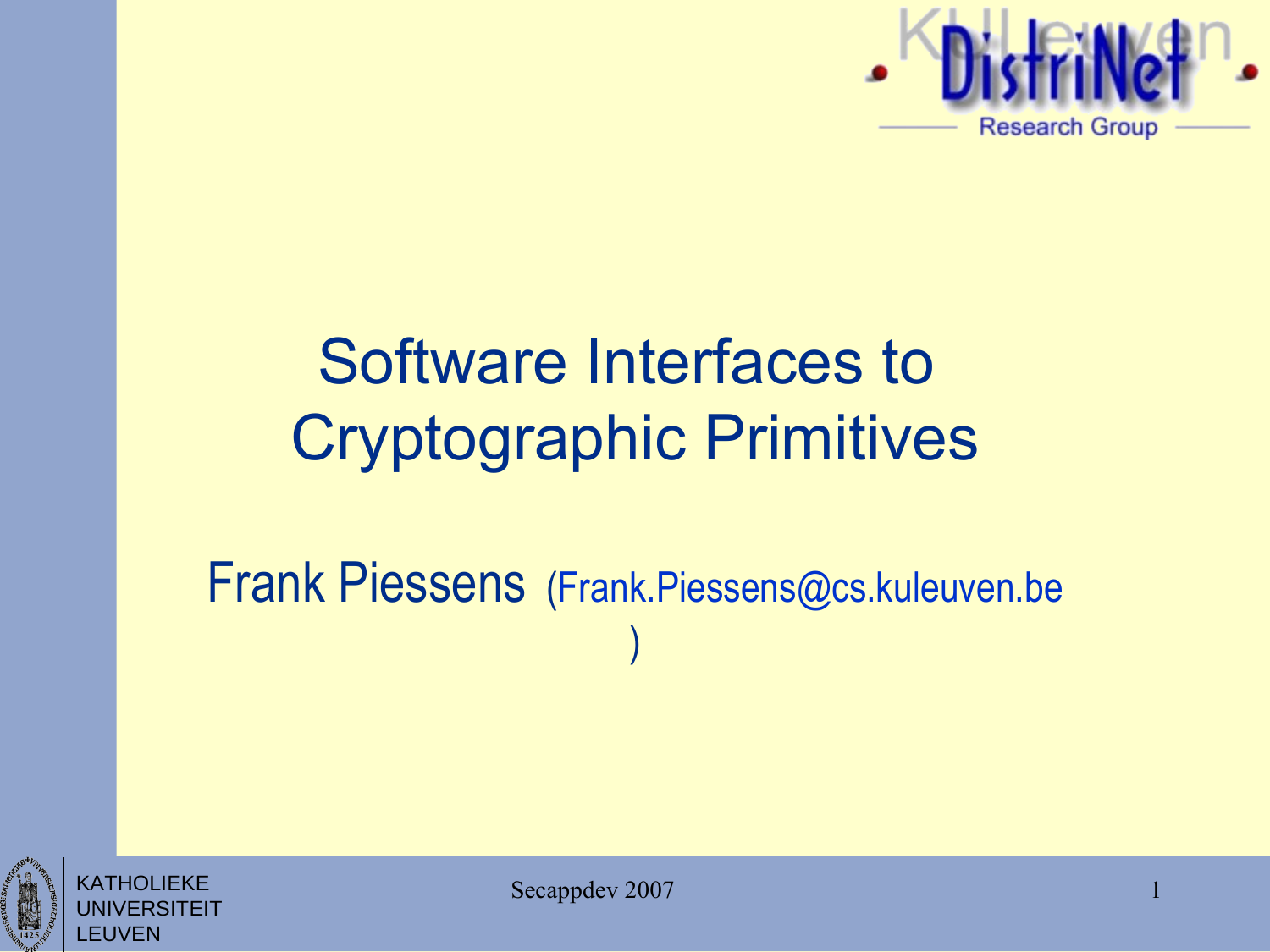# Software Interfaces to Cryptographic Primitives

Frank Piessens (Frank.Piessens@cs.kuleuven.be)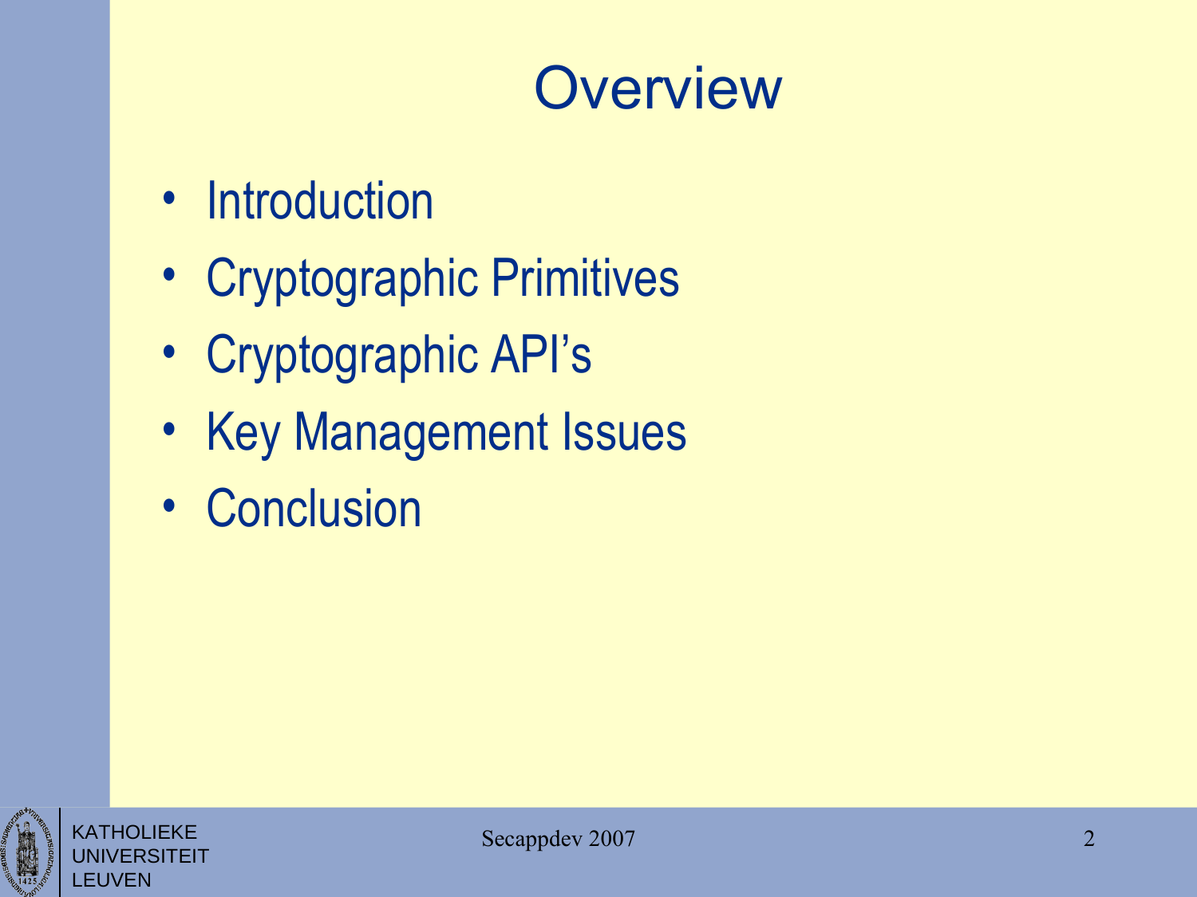# Overview

- Introduction
- Cryptographic Primitives
- Cryptographic API's
- Key Management Issues
- Conclusion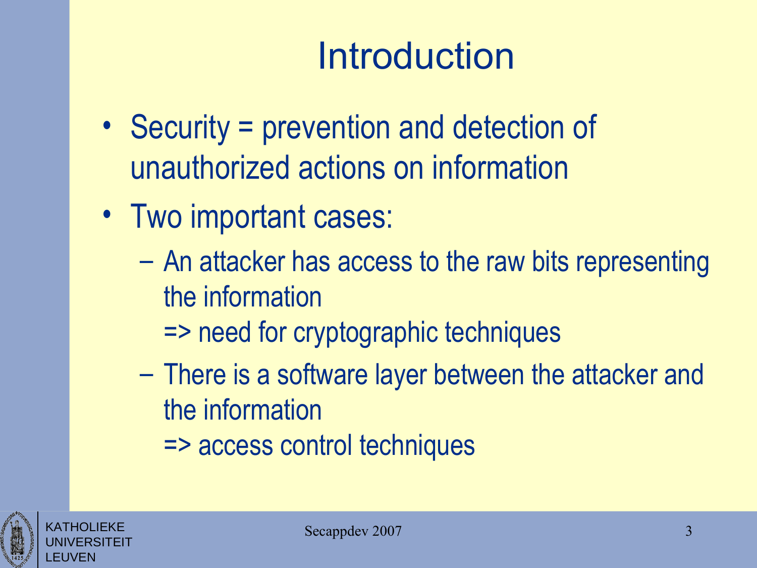# Introduction

- Security = prevention and detection of unauthorized actions on information
- Two important cases:
  - An attacker has access to the raw bits representing the information
    => need for cryptographic techniques
  - There is a software layer between the attacker and the information
    => access control techniques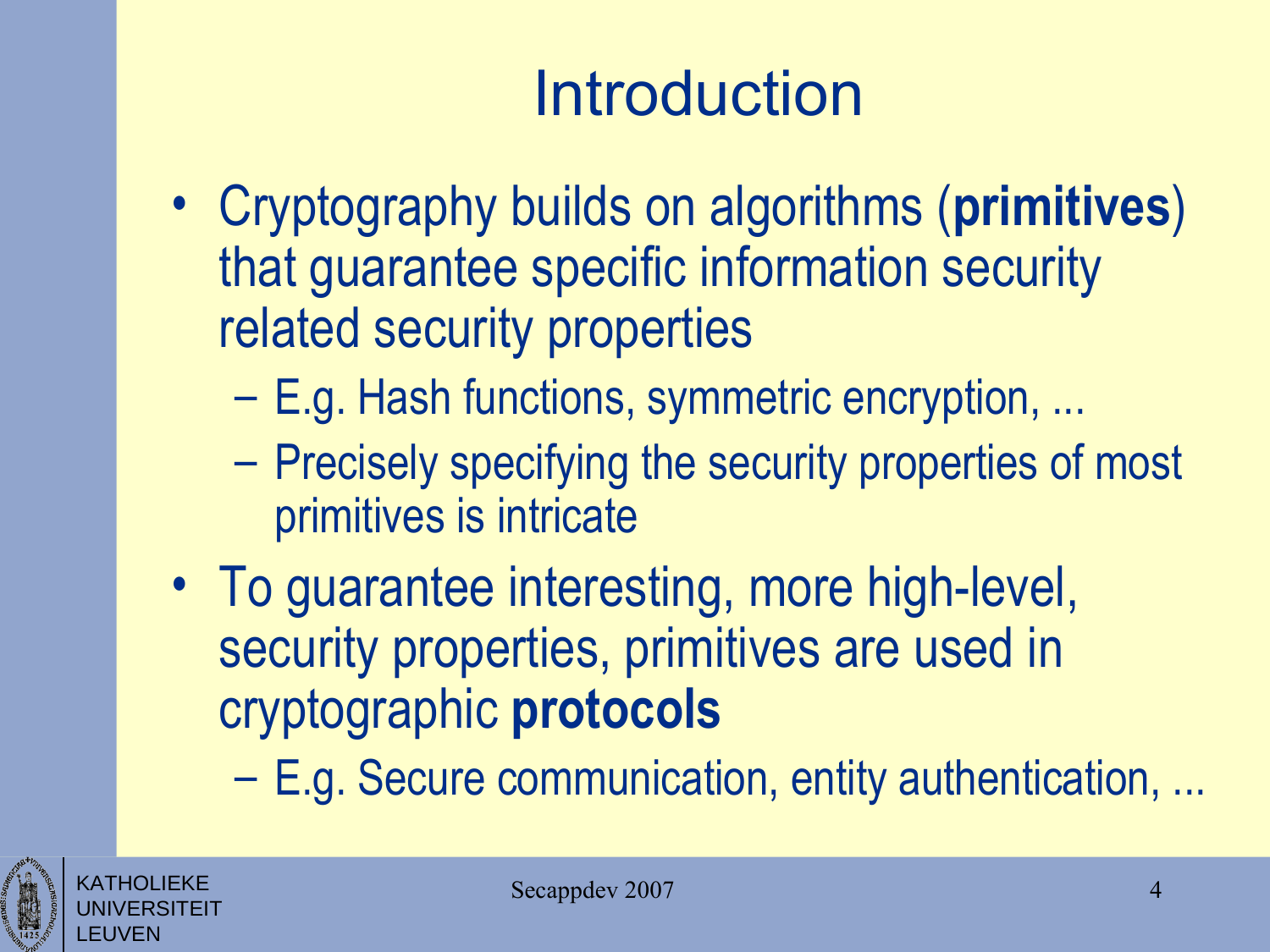# Introduction

- Cryptography builds on algorithms (**primitives**) that guarantee specific information security related security properties
  - E.g. Hash functions, symmetric encryption, ...
  - Precisely specifying the security properties of most primitives is intricate
- To guarantee interesting, more high-level, security properties, primitives are used in cryptographic **protocols**
  - E.g. Secure communication, entity authentication, ...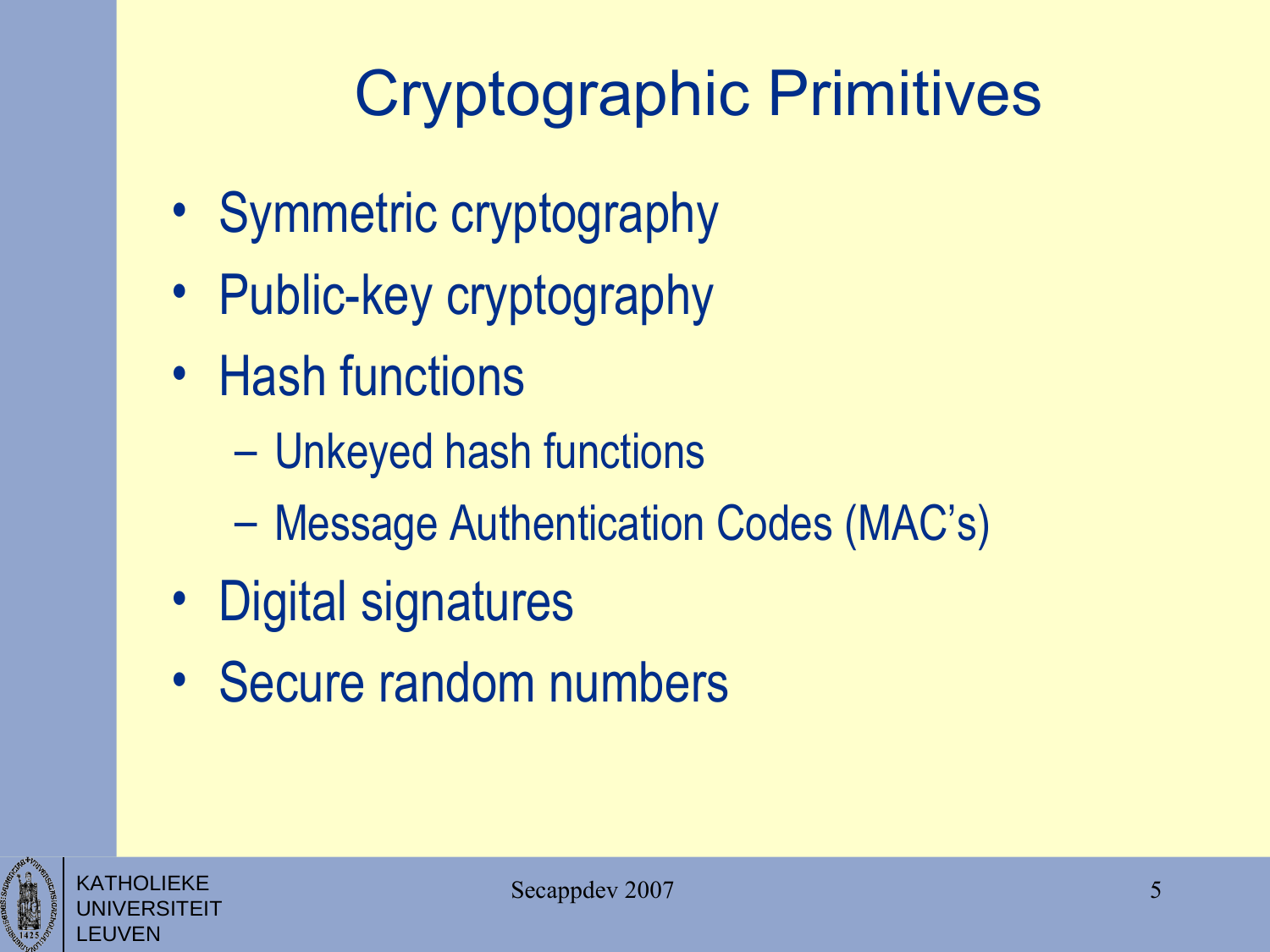# Cryptographic Primitives

- Symmetric cryptography
- Public-key cryptography
- Hash functions
  - Unkeyed hash functions
  - Message Authentication Codes (MAC's)
- Digital signatures
- Secure random numbers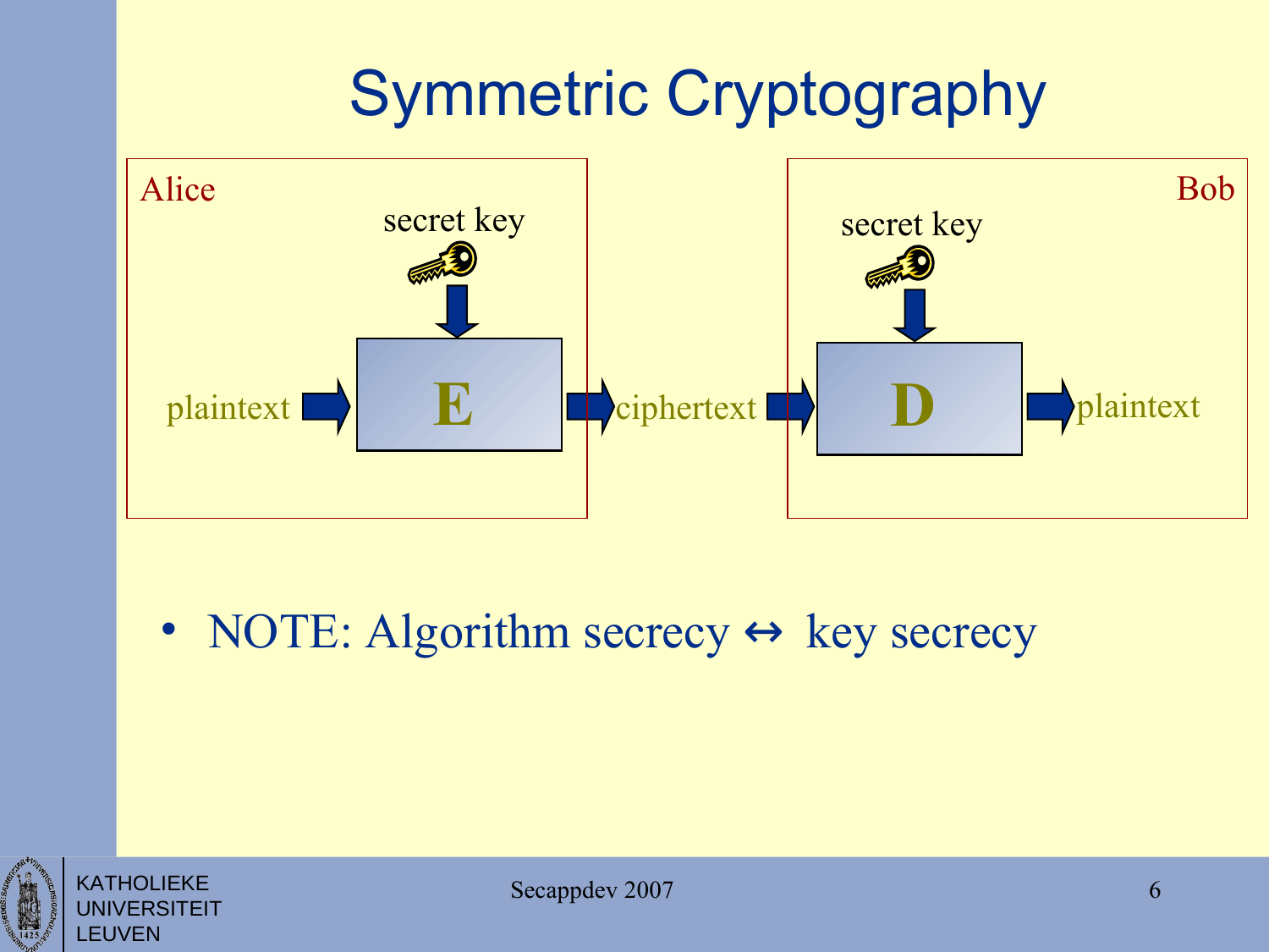# Symmetric Cryptography

Alice

secret key

plaintext → **E** → ciphertext

Bob

secret key

ciphertext → **D** → plaintext

- NOTE: Algorithm secrecy ↔ key secrecy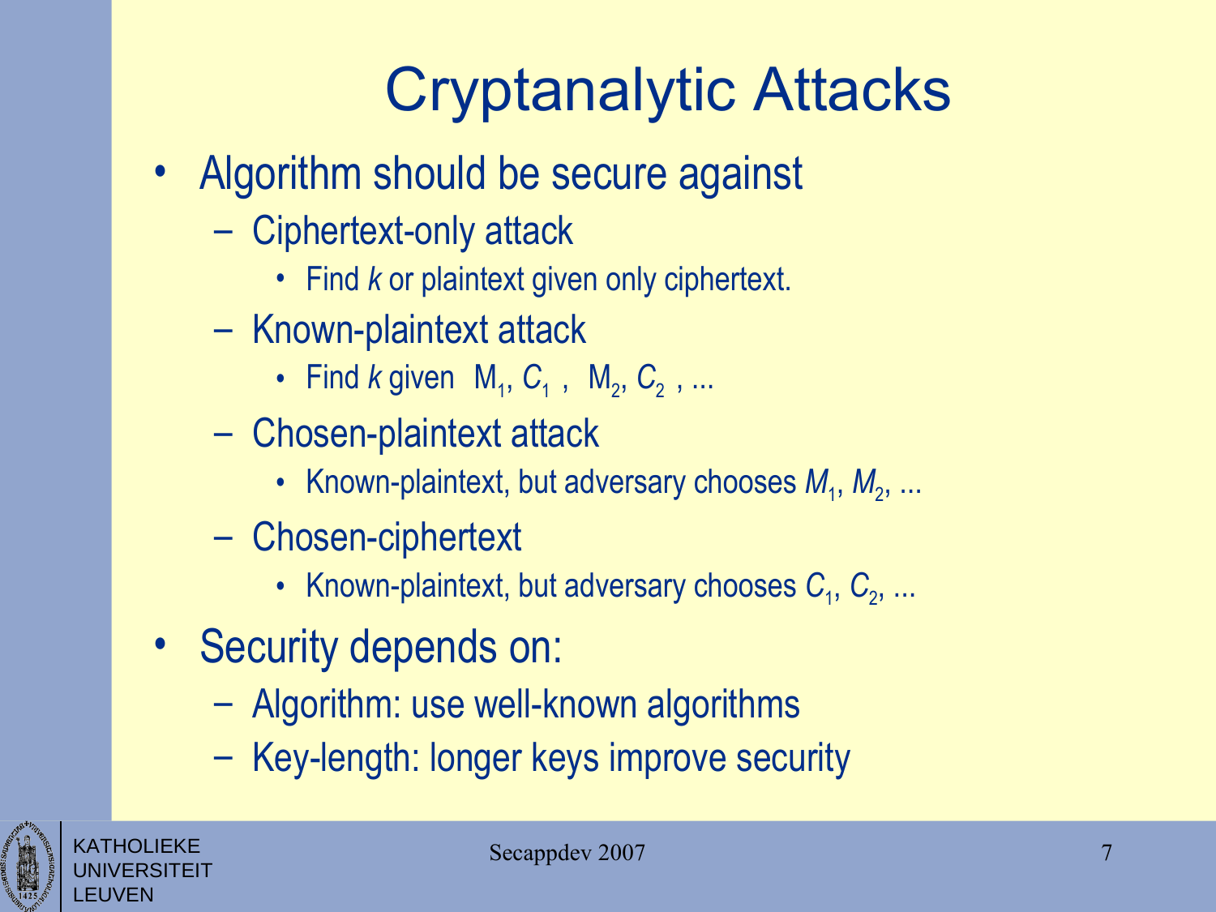# Cryptanalytic Attacks

- Algorithm should be secure against
  - Ciphertext-only attack
    - Find *k* or plaintext given only ciphertext.
  - Known-plaintext attack
    - Find *k* given $M_1, C_1$ , $M_2, C_2$ , ...
  - Chosen-plaintext attack
    - Known-plaintext, but adversary chooses $M_1$, $M_2$, ...
  - Chosen-ciphertext
    - Known-plaintext, but adversary chooses $C_1$, $C_2$, ...
- Security depends on:
  - Algorithm: use well-known algorithms
  - Key-length: longer keys improve security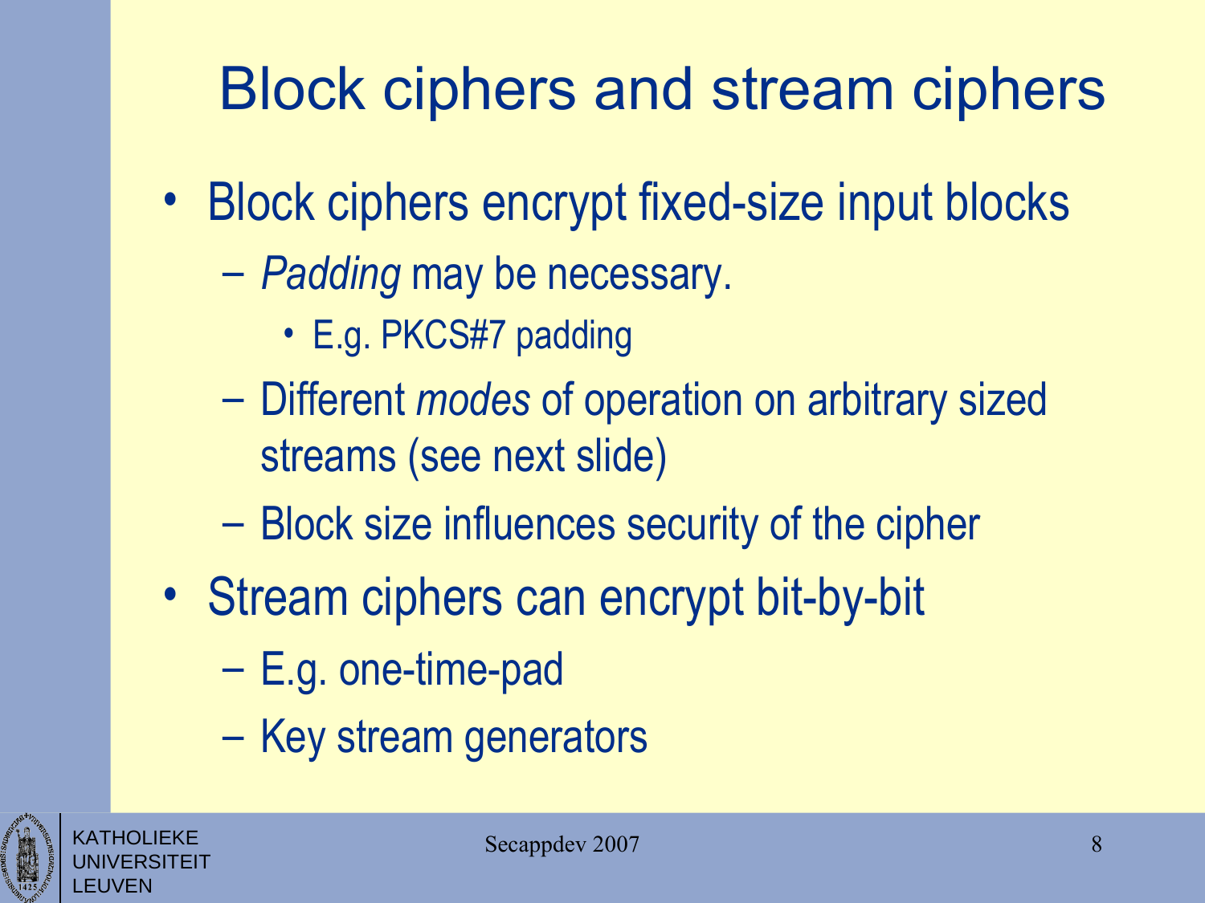# Block ciphers and stream ciphers

- Block ciphers encrypt fixed-size input blocks
  - *Padding* may be necessary.
    - E.g. PKCS#7 padding
  - Different *modes* of operation on arbitrary sized streams (see next slide)
  - Block size influences security of the cipher
- Stream ciphers can encrypt bit-by-bit
  - E.g. one-time-pad
  - Key stream generators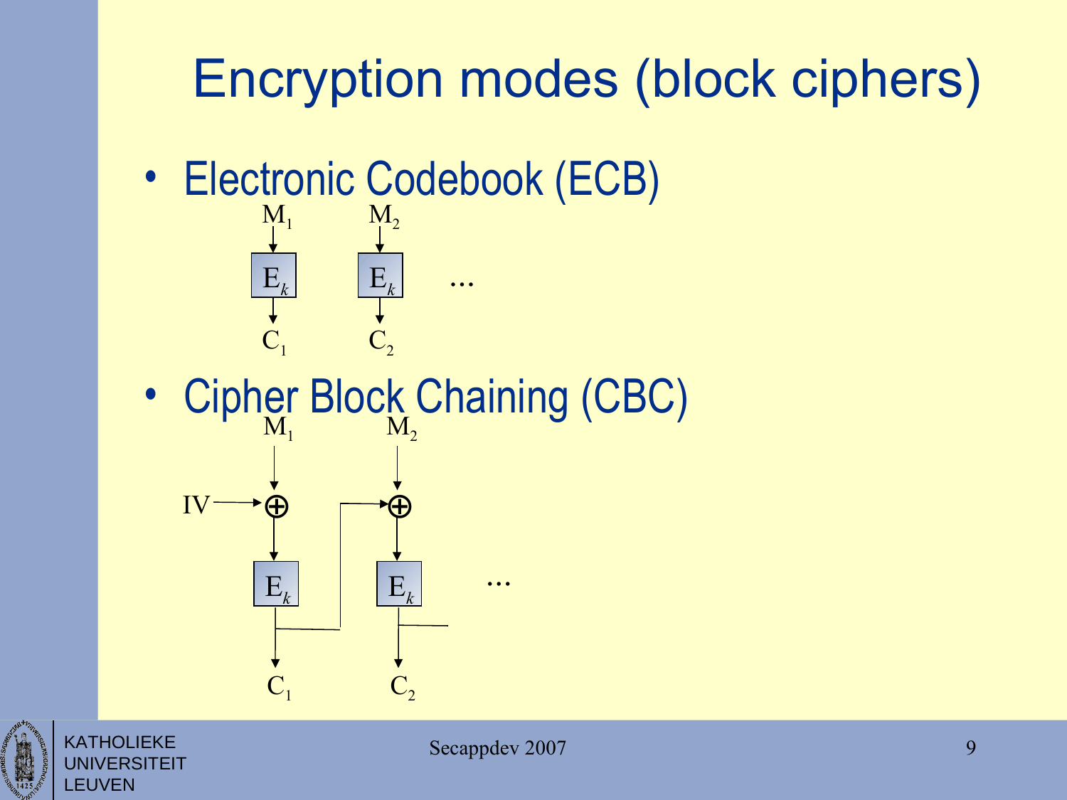# Encryption modes (block ciphers)

- Electronic Codebook (ECB)

$M_1$ → $E_k$ → $C_1$

$M_2$ → $E_k$ → $C_2$

...

- Cipher Block Chaining (CBC)

IV → ⊕ (with $M_1$) → $E_k$ → $C_1$

$C_1$ → ⊕ (with $M_2$) → $E_k$ → $C_2$

...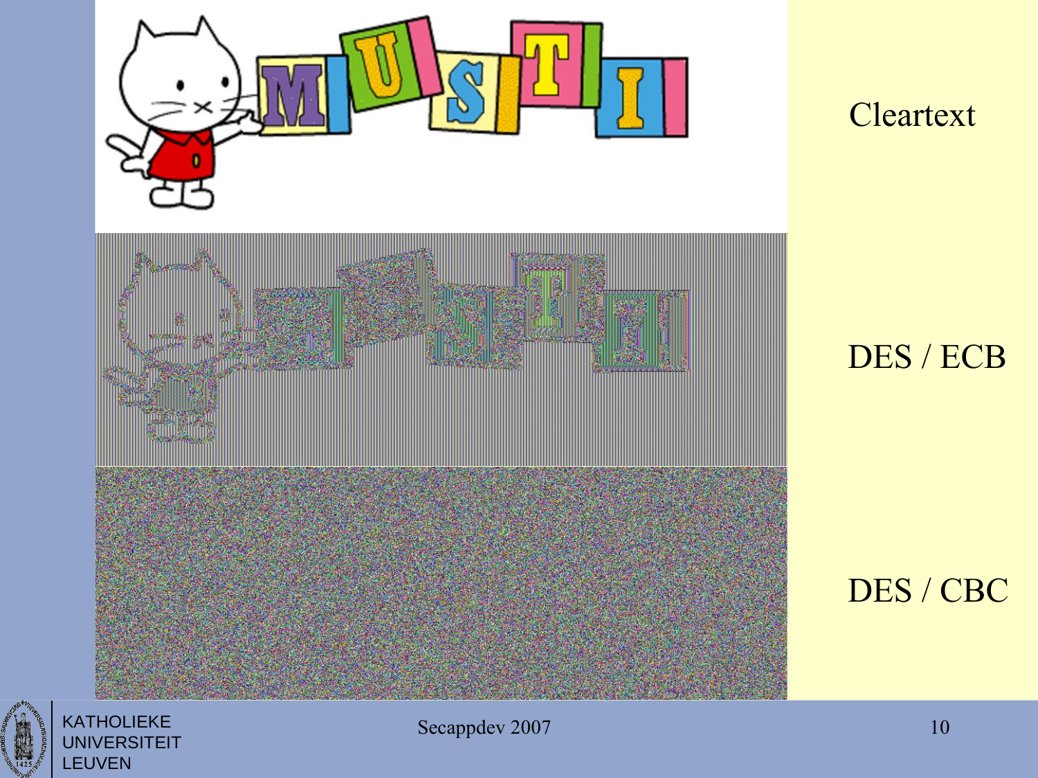Cleartext

DES / ECB

DES / CBC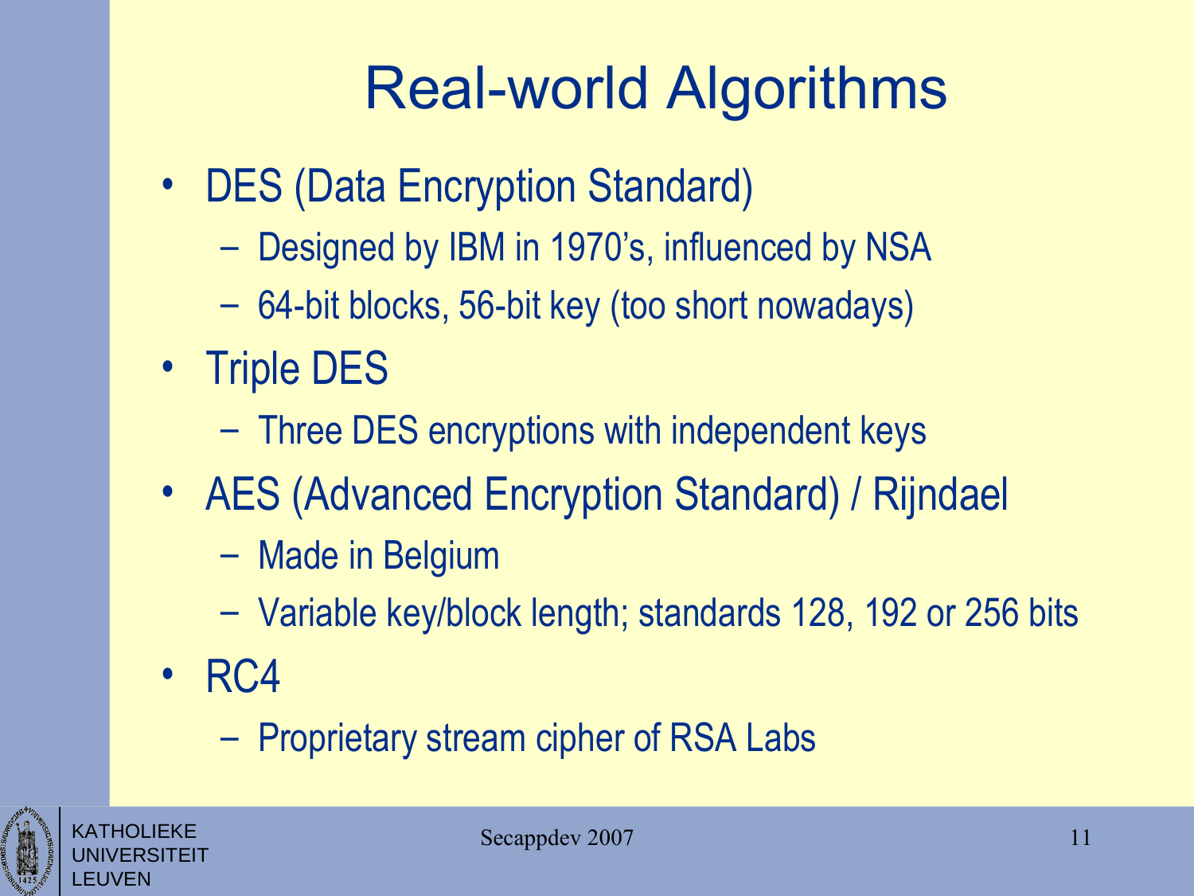# Real-world Algorithms

- DES (Data Encryption Standard)
  - Designed by IBM in 1970’s, influenced by NSA
  - 64-bit blocks, 56-bit key (too short nowadays)
- Triple DES
  - Three DES encryptions with independent keys
- AES (Advanced Encryption Standard) / Rijndael
  - Made in Belgium
  - Variable key/block length; standards 128, 192 or 256 bits
- RC4
  - Proprietary stream cipher of RSA Labs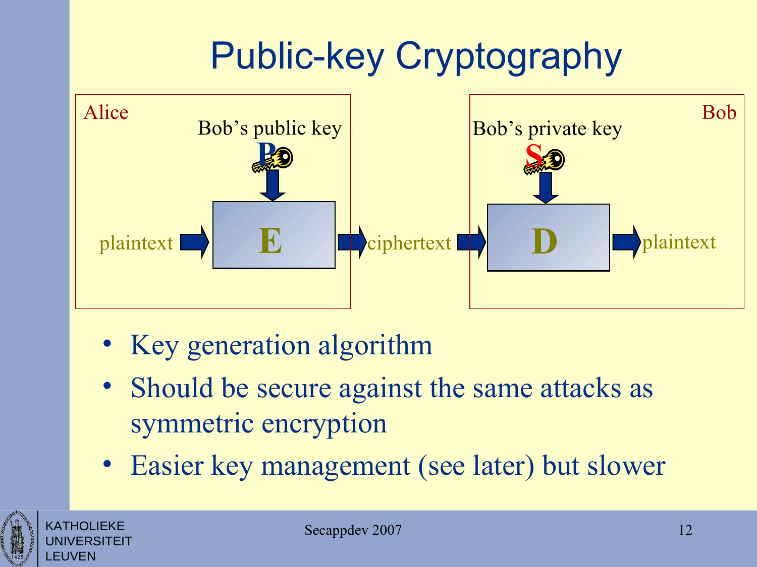# Public-key Cryptography

Alice

Bob's public key

P

plaintext → E → ciphertext → D → plaintext

Bob

Bob's private key

S

- Key generation algorithm
- Should be secure against the same attacks as symmetric encryption
- Easier key management (see later) but slower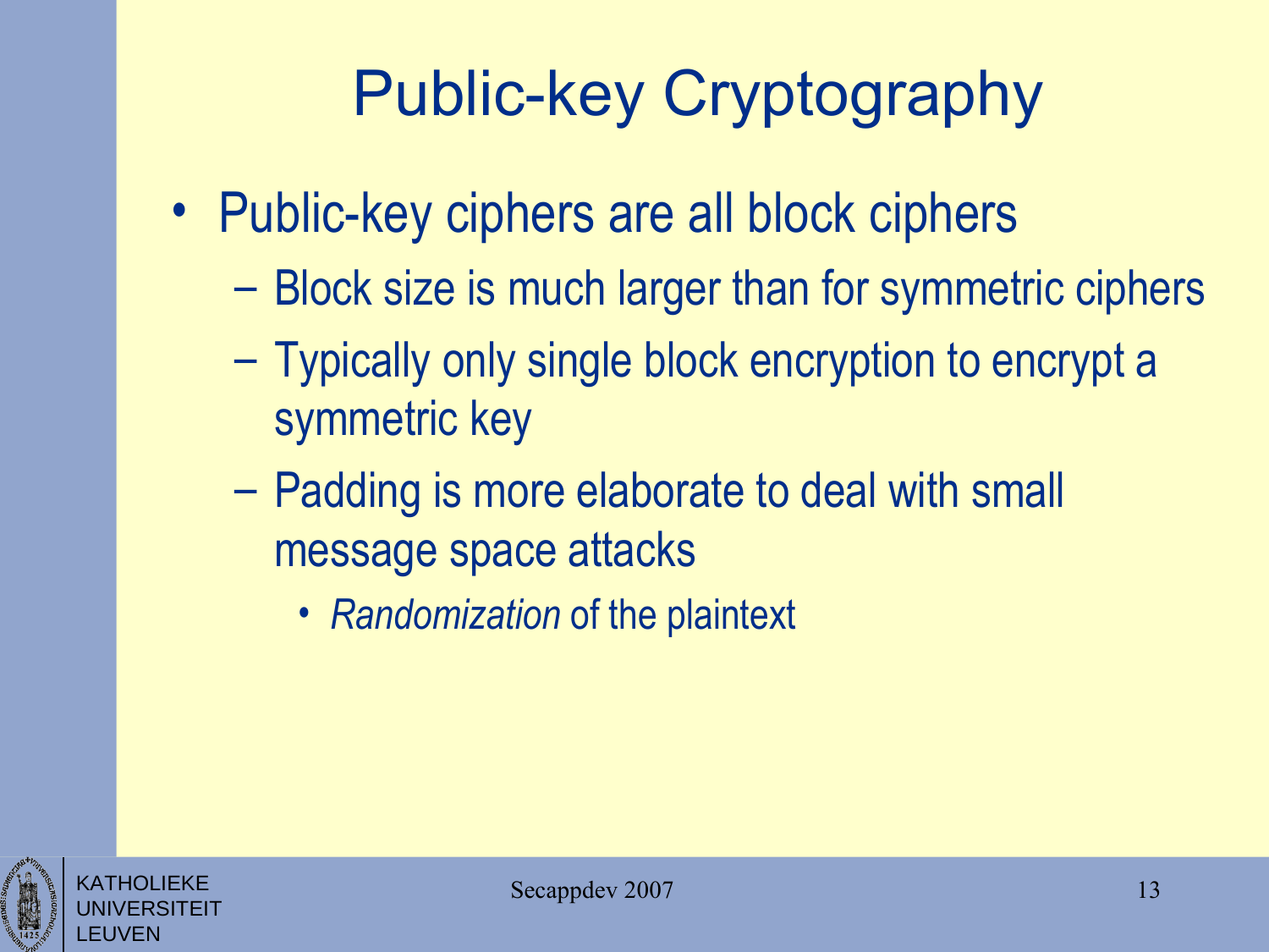# Public-key Cryptography

- Public-key ciphers are all block ciphers
  - Block size is much larger than for symmetric ciphers
  - Typically only single block encryption to encrypt a symmetric key
  - Padding is more elaborate to deal with small message space attacks
    - *Randomization* of the plaintext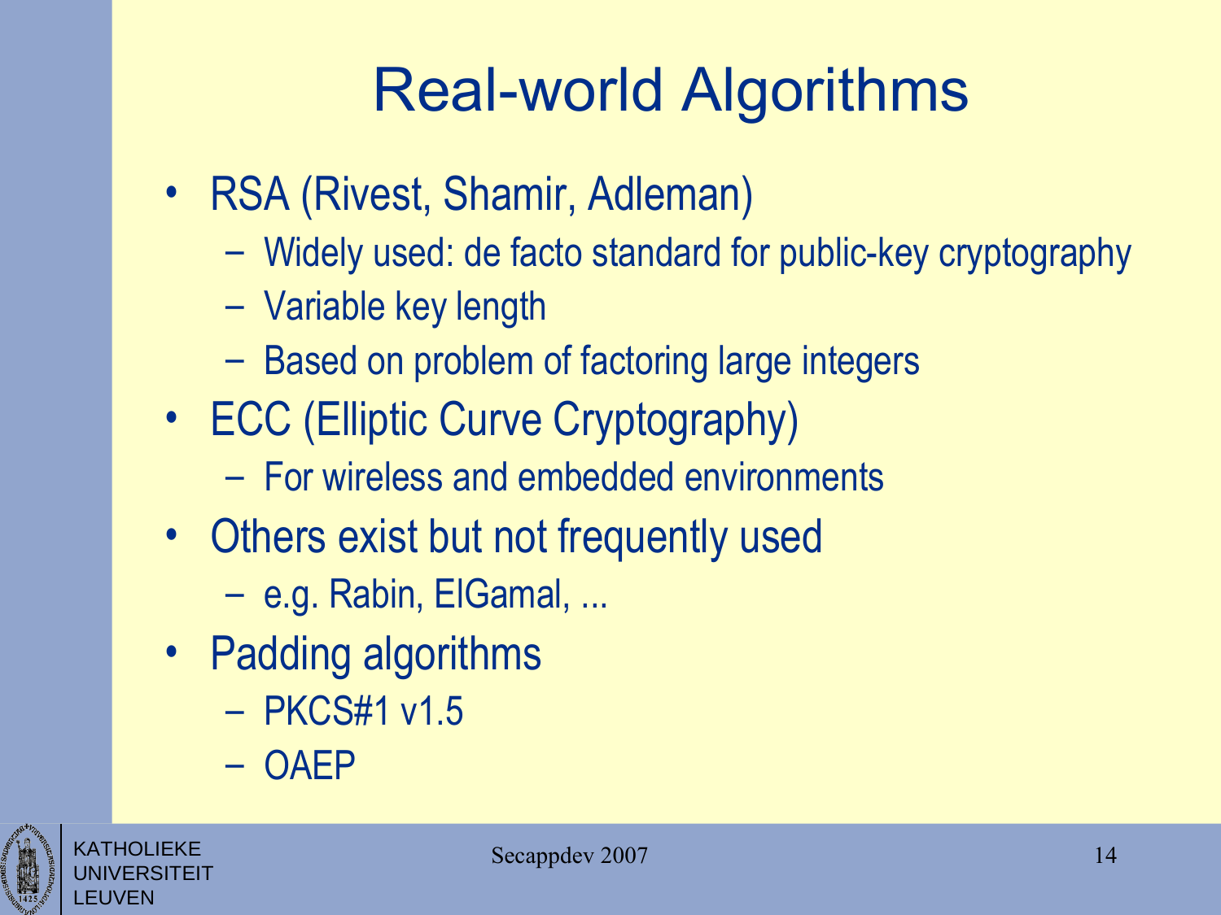# Real-world Algorithms

- RSA (Rivest, Shamir, Adleman)
  - Widely used: de facto standard for public-key cryptography
  - Variable key length
  - Based on problem of factoring large integers
- ECC (Elliptic Curve Cryptography)
  - For wireless and embedded environments
- Others exist but not frequently used
  - e.g. Rabin, ElGamal, ...
- Padding algorithms
  - PKCS#1 v1.5
  - OAEP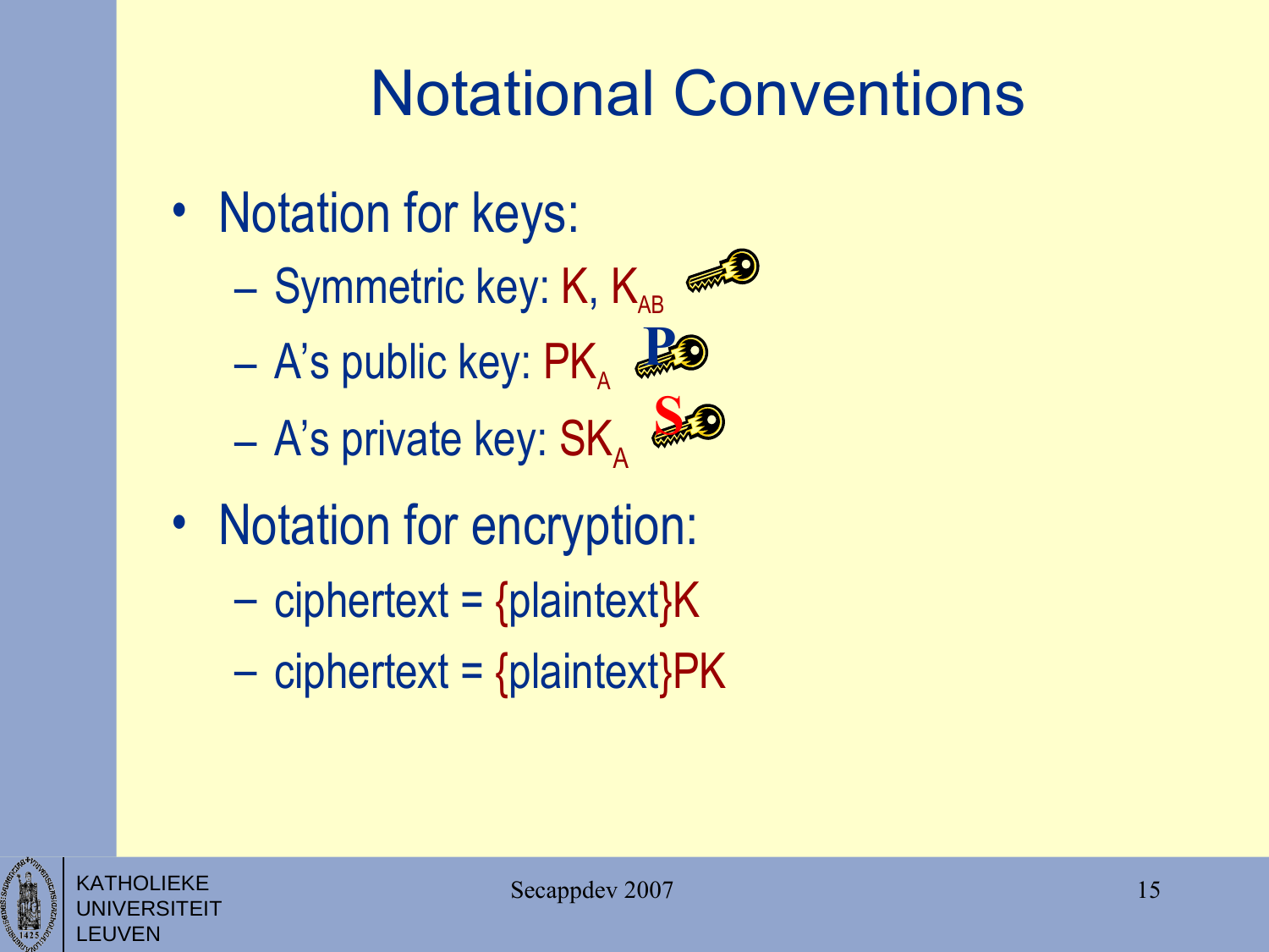# Notational Conventions

- Notation for keys:
  - Symmetric key: $K$, $K_{AB}$
  - A's public key: $PK_A$
  - A's private key: $SK_A$
- Notation for encryption:
  - ciphertext = $\{plaintext\}K$
  - ciphertext = $\{plaintext\}PK$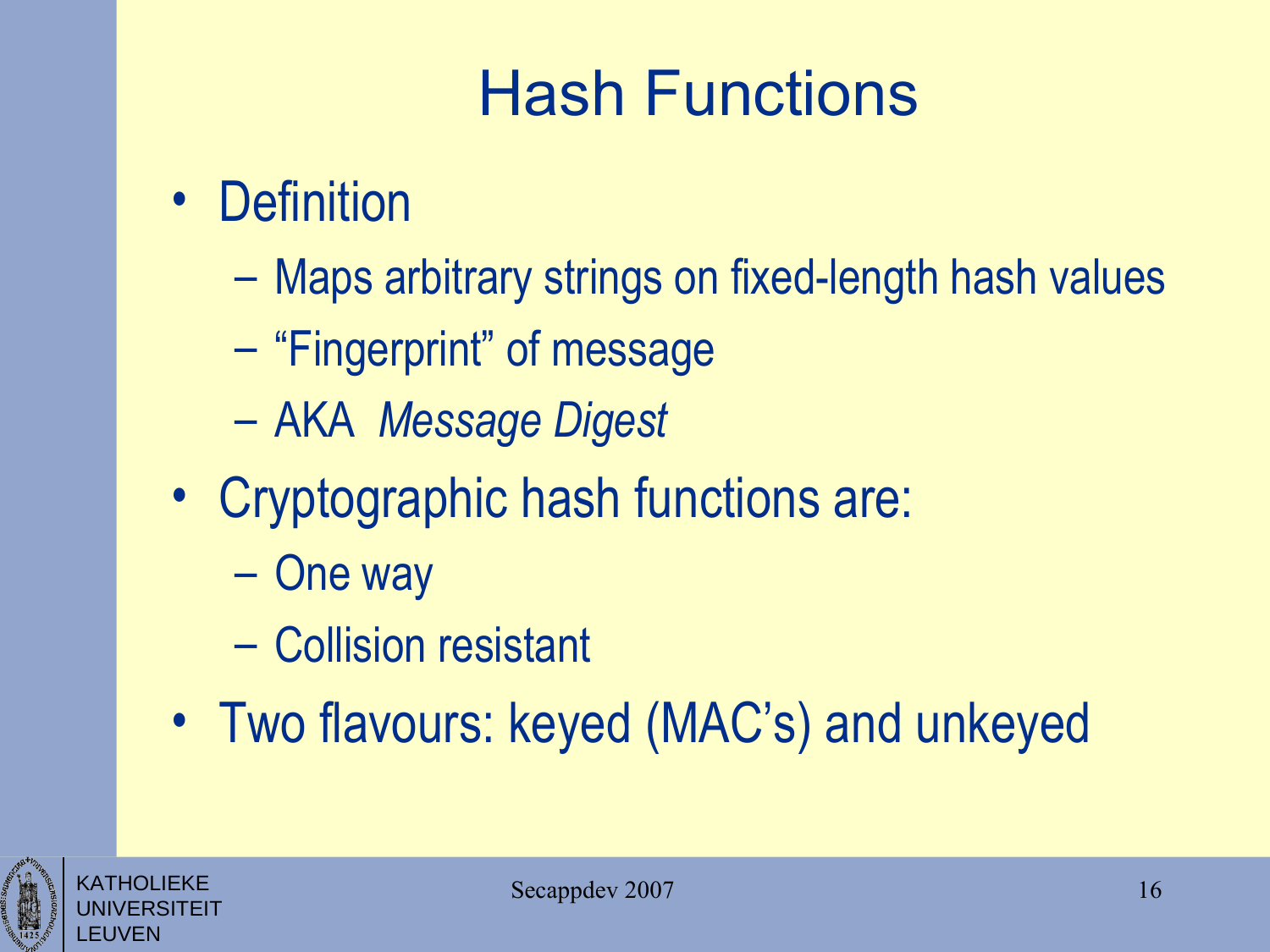# Hash Functions

- Definition
  - Maps arbitrary strings on fixed-length hash values
  - "Fingerprint" of message
  - AKA *Message Digest*
- Cryptographic hash functions are:
  - One way
  - Collision resistant
- Two flavours: keyed (MAC's) and unkeyed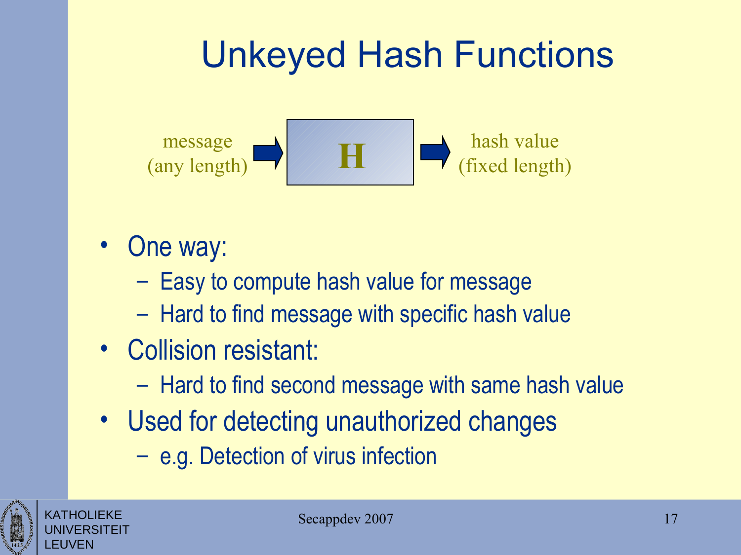# Unkeyed Hash Functions

message (any length) → **H** → hash value (fixed length)

- One way:
  - Easy to compute hash value for message
  - Hard to find message with specific hash value
- Collision resistant:
  - Hard to find second message with same hash value
- Used for detecting unauthorized changes
  - e.g. Detection of virus infection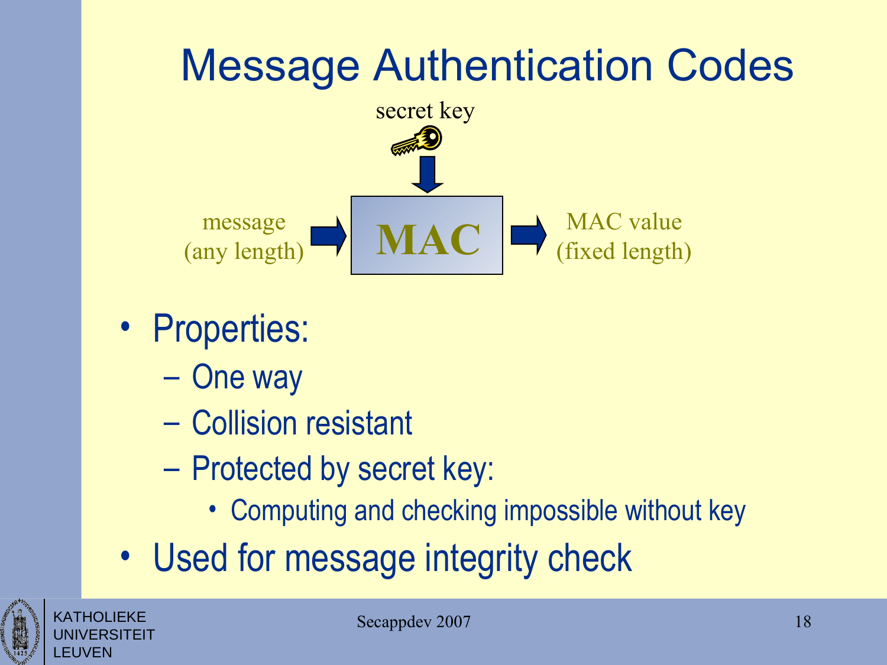# Message Authentication Codes

secret key

message (any length) → MAC → MAC value (fixed length)

- Properties:
  - One way
  - Collision resistant
  - Protected by secret key:
    - Computing and checking impossible without key
- Used for message integrity check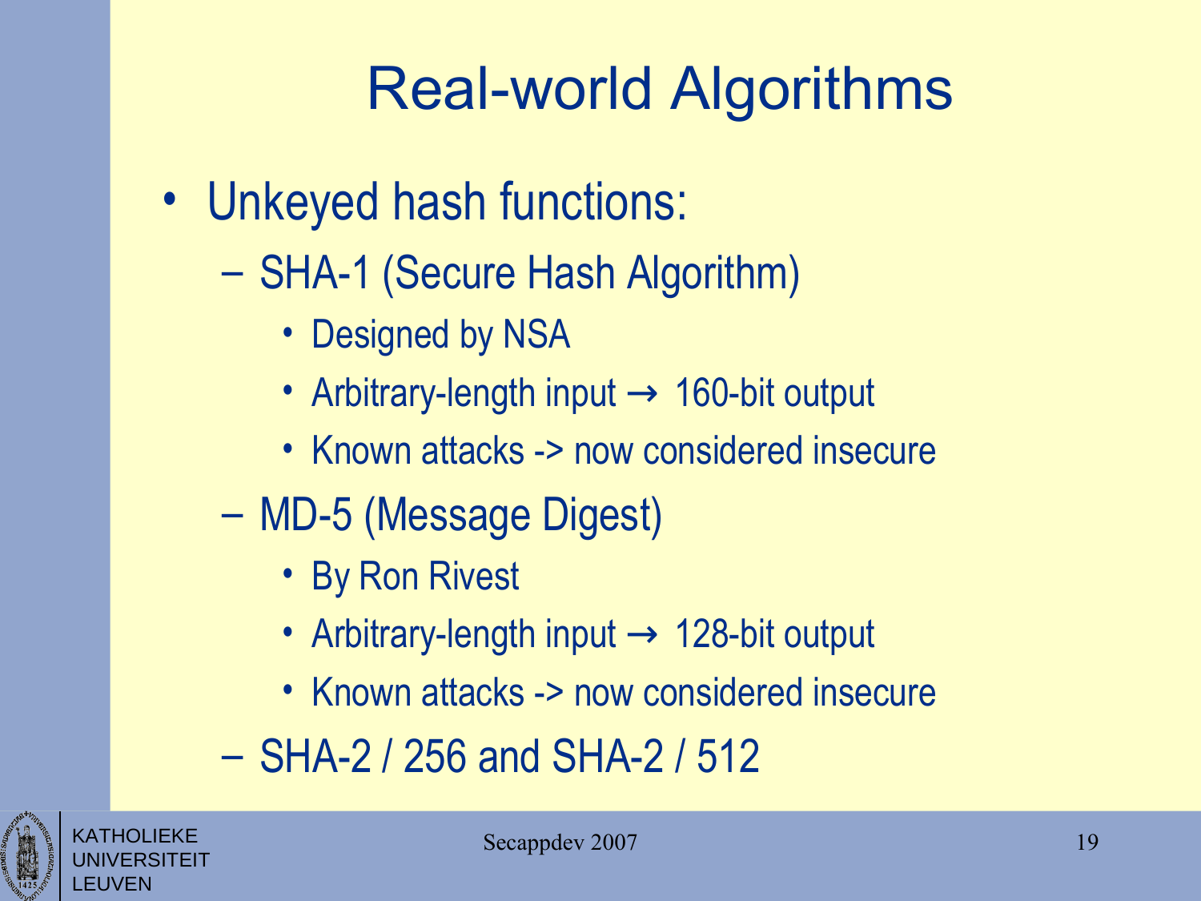# Real-world Algorithms

- Unkeyed hash functions:
  - SHA-1 (Secure Hash Algorithm)
    - Designed by NSA
    - Arbitrary-length input → 160-bit output
    - Known attacks -> now considered insecure
  - MD-5 (Message Digest)
    - By Ron Rivest
    - Arbitrary-length input → 128-bit output
    - Known attacks -> now considered insecure
  - SHA-2 / 256 and SHA-2 / 512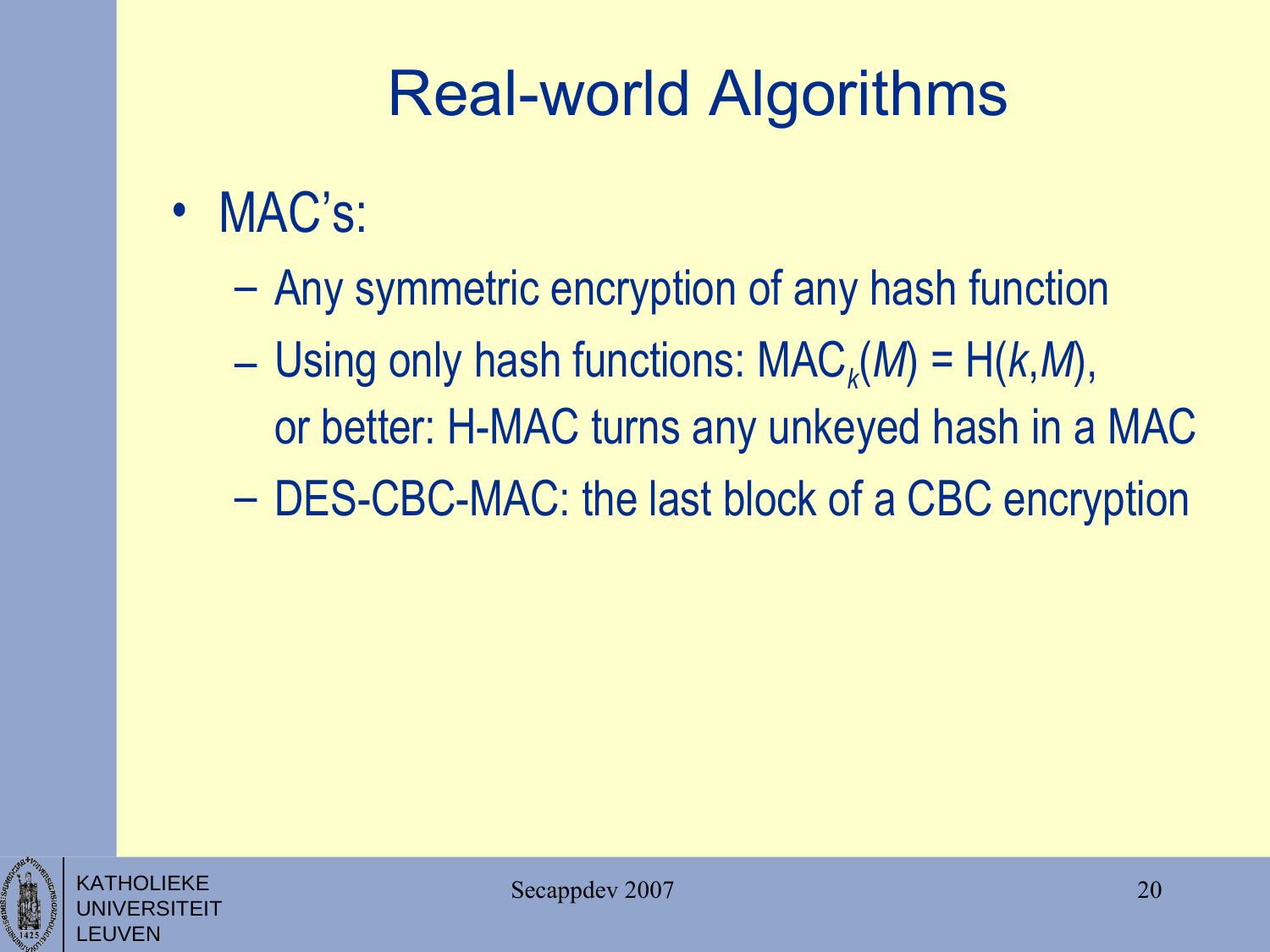# Real-world Algorithms

- MAC's:
  - Any symmetric encryption of any hash function
  - Using only hash functions: $MAC_k(M) = H(k,M)$, or better: H-MAC turns any unkeyed hash in a MAC
  - DES-CBC-MAC: the last block of a CBC encryption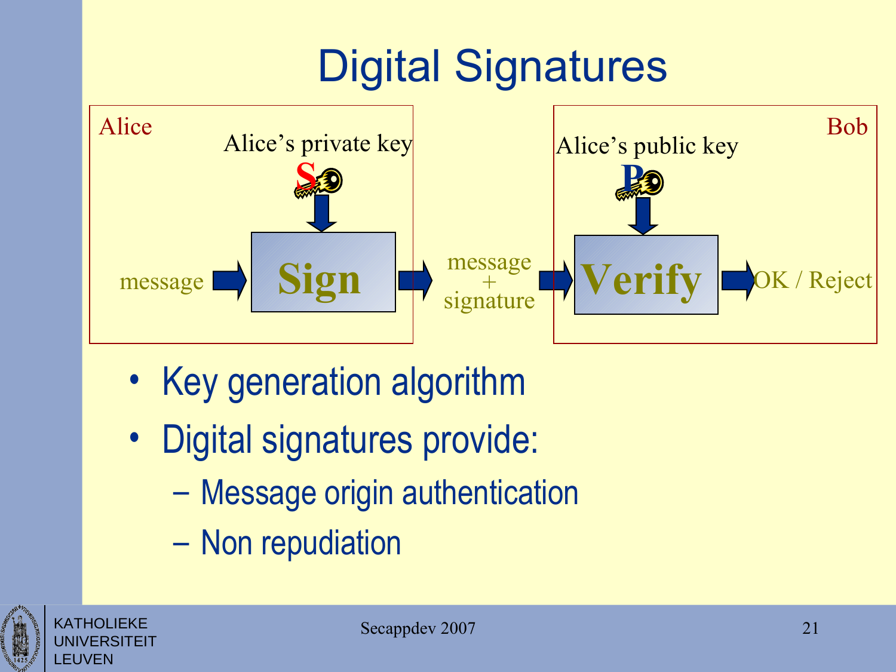# Digital Signatures

Alice

Alice's private key

S

message → **Sign** → message + signature → **Verify** → OK / Reject

Bob

Alice's public key

P

- Key generation algorithm
- Digital signatures provide:
  - Message origin authentication
  - Non repudiation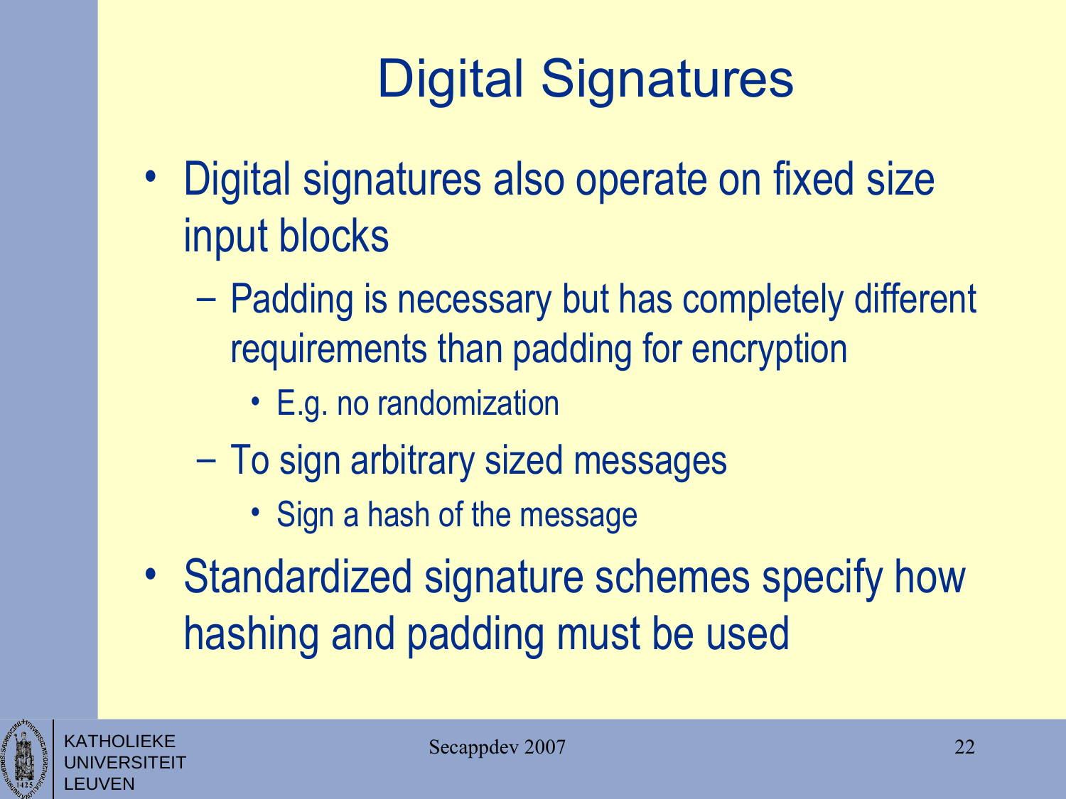# Digital Signatures

- Digital signatures also operate on fixed size input blocks
  - Padding is necessary but has completely different requirements than padding for encryption
    - E.g. no randomization
  - To sign arbitrary sized messages
    - Sign a hash of the message
- Standardized signature schemes specify how hashing and padding must be used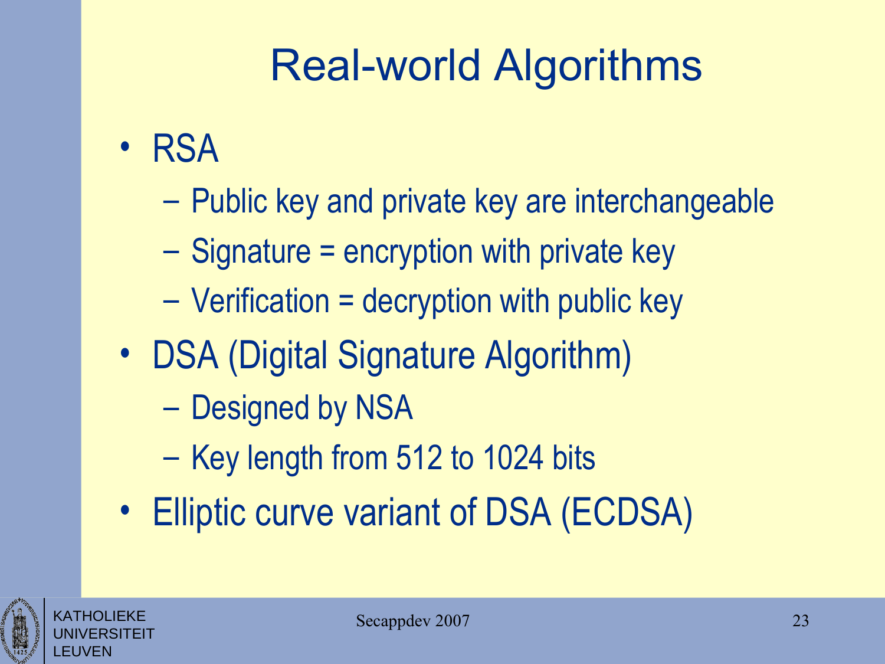# Real-world Algorithms

- RSA
  - Public key and private key are interchangeable
  - Signature = encryption with private key
  - Verification = decryption with public key
- DSA (Digital Signature Algorithm)
  - Designed by NSA
  - Key length from 512 to 1024 bits
- Elliptic curve variant of DSA (ECDSA)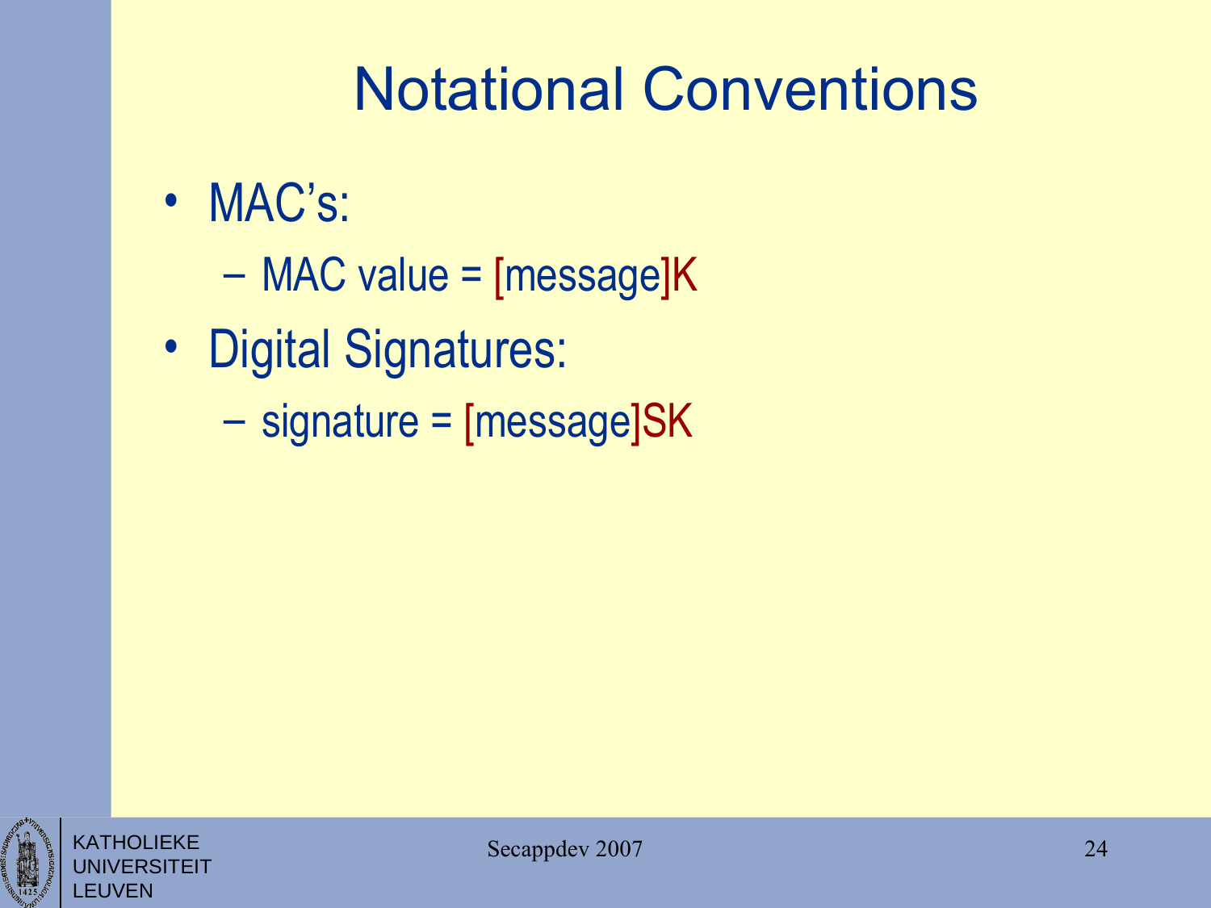# Notational Conventions

- MAC's:
  - MAC value = [message]K
- Digital Signatures:
  - signature = [message]SK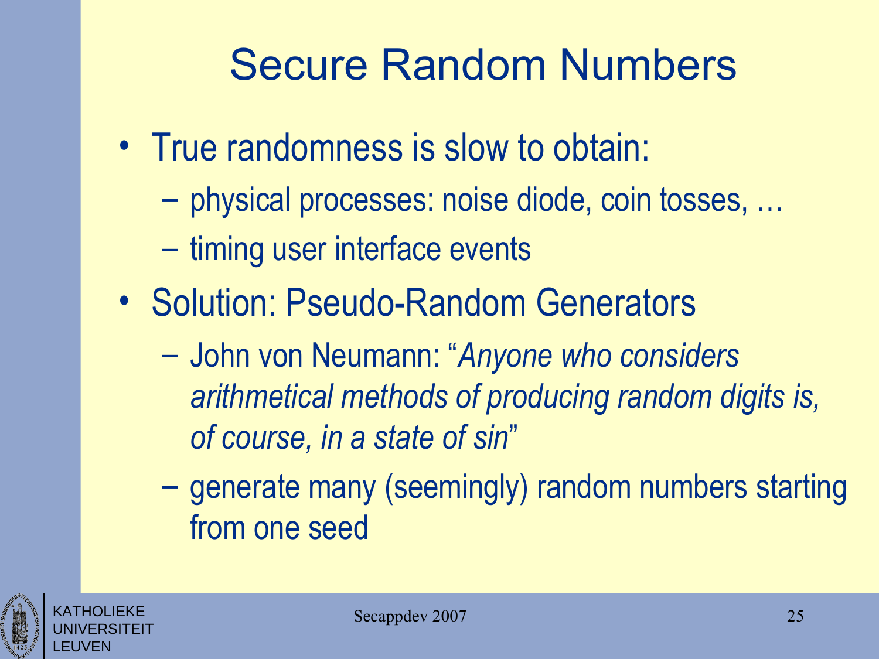# Secure Random Numbers

- True randomness is slow to obtain:
  - physical processes: noise diode, coin tosses, …
  - timing user interface events
- Solution: Pseudo-Random Generators
  - John von Neumann: "*Anyone who considers arithmetical methods of producing random digits is, of course, in a state of sin*"
  - generate many (seemingly) random numbers starting from one seed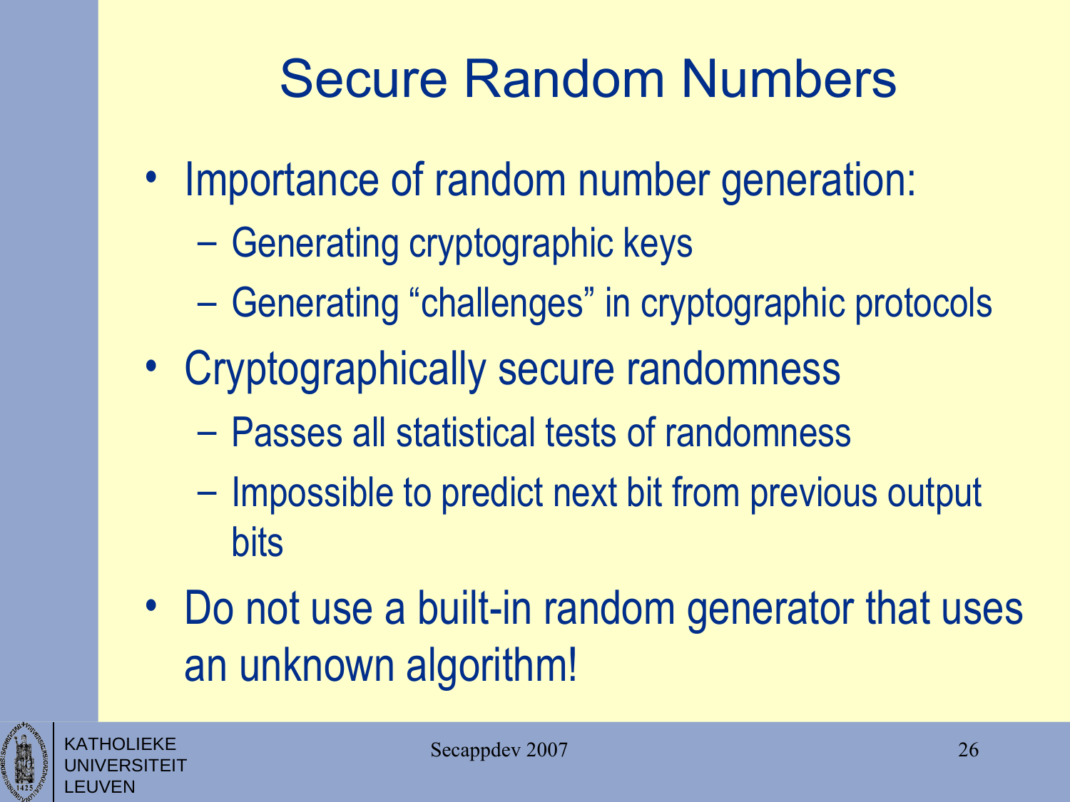# Secure Random Numbers

- Importance of random number generation:
  - Generating cryptographic keys
  - Generating “challenges” in cryptographic protocols
- Cryptographically secure randomness
  - Passes all statistical tests of randomness
  - Impossible to predict next bit from previous output bits
- Do not use a built-in random generator that uses an unknown algorithm!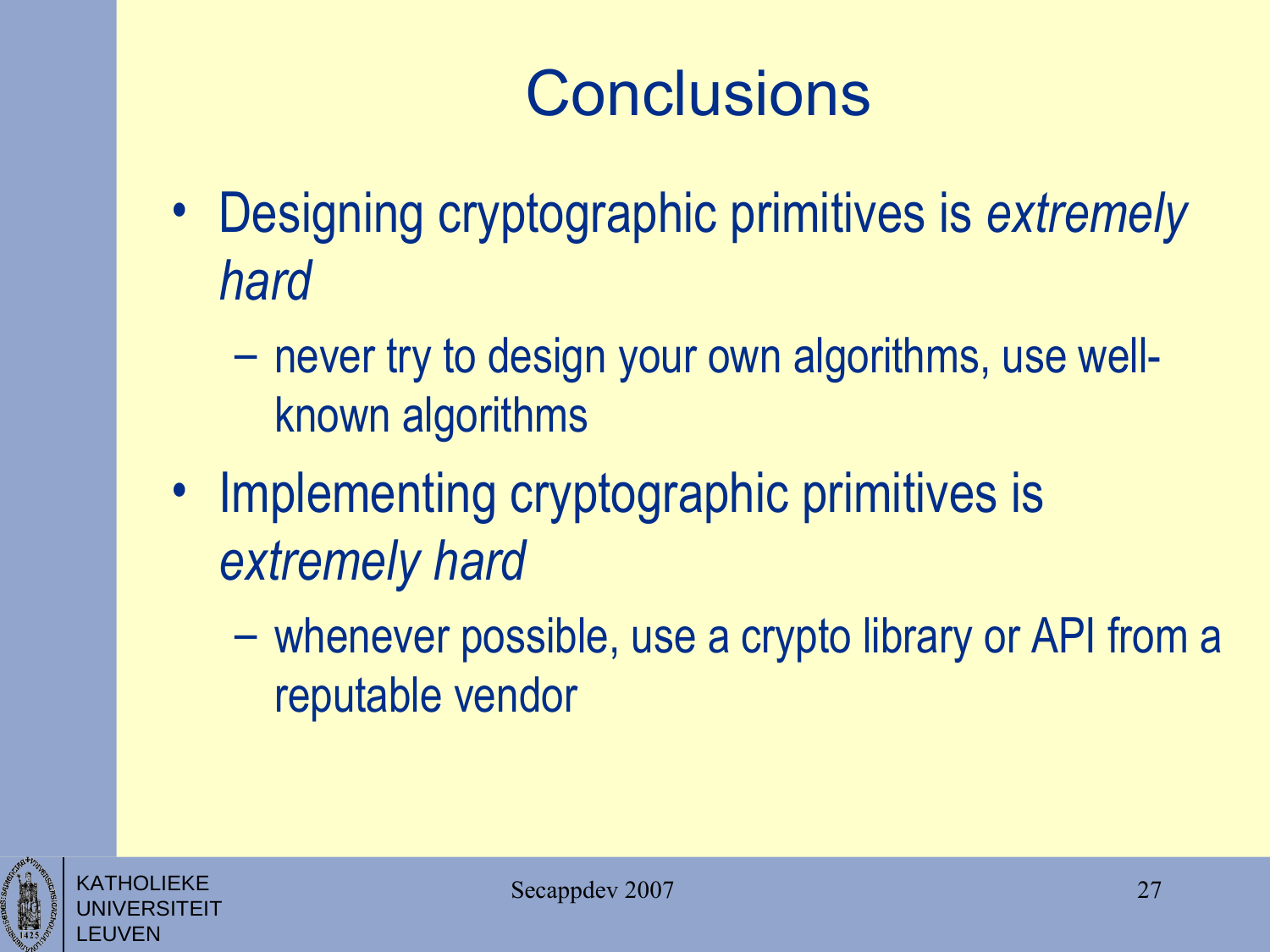# Conclusions

- Designing cryptographic primitives is *extremely hard*
  - never try to design your own algorithms, use well-known algorithms
- Implementing cryptographic primitives is *extremely hard*
  - whenever possible, use a crypto library or API from a reputable vendor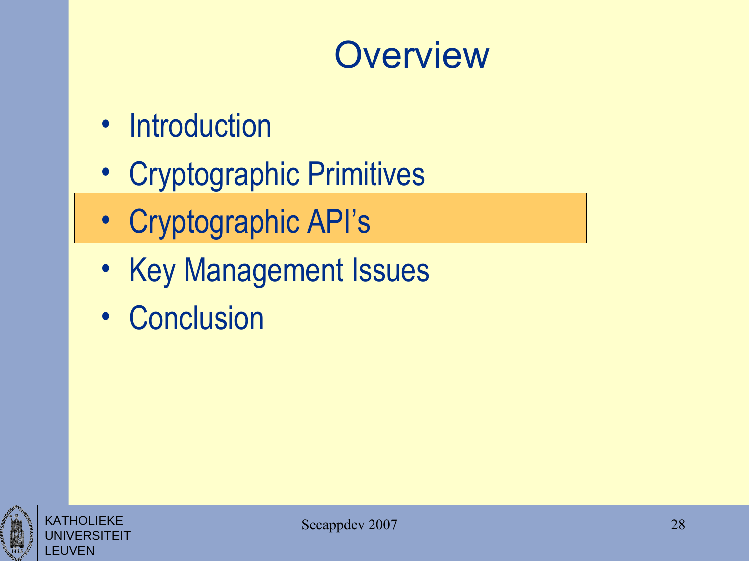# Overview

- Introduction
- Cryptographic Primitives
- **Cryptographic API's**
- Key Management Issues
- Conclusion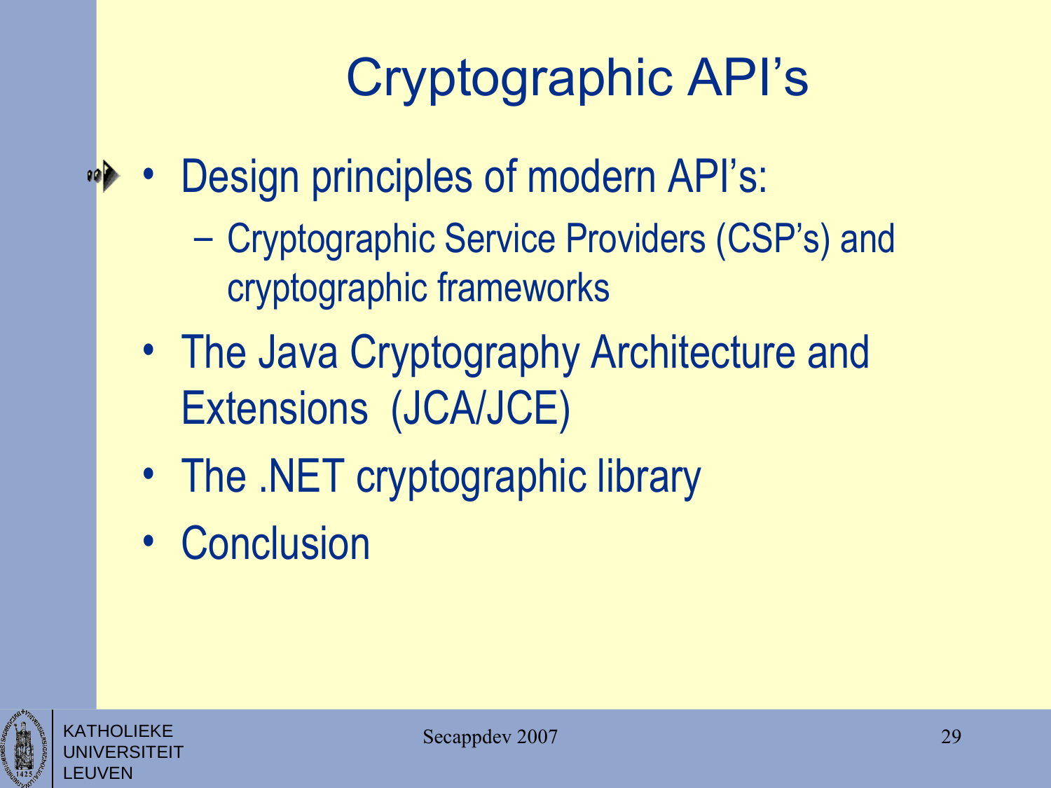# Cryptographic API's

- Design principles of modern API's:
  - Cryptographic Service Providers (CSP's) and cryptographic frameworks
- The Java Cryptography Architecture and Extensions (JCA/JCE)
- The .NET cryptographic library
- Conclusion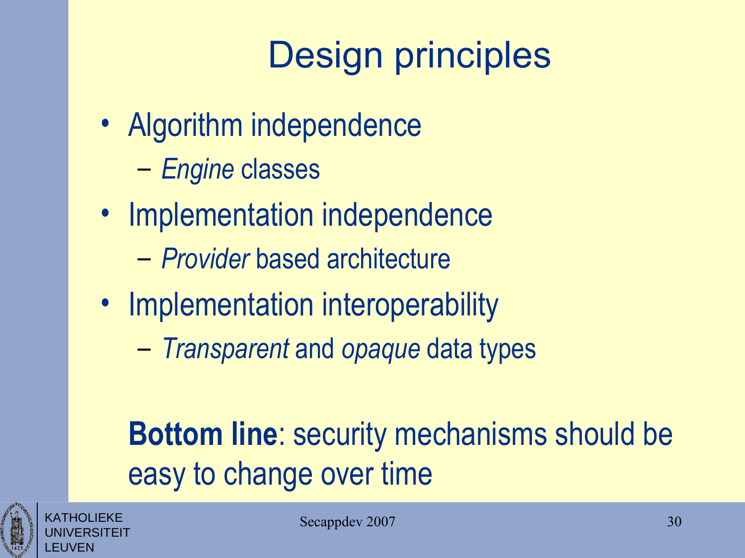# Design principles

- Algorithm independence
  - *Engine* classes
- Implementation independence
  - *Provider* based architecture
- Implementation interoperability
  - *Transparent* and *opaque* data types

**Bottom line**: security mechanisms should be easy to change over time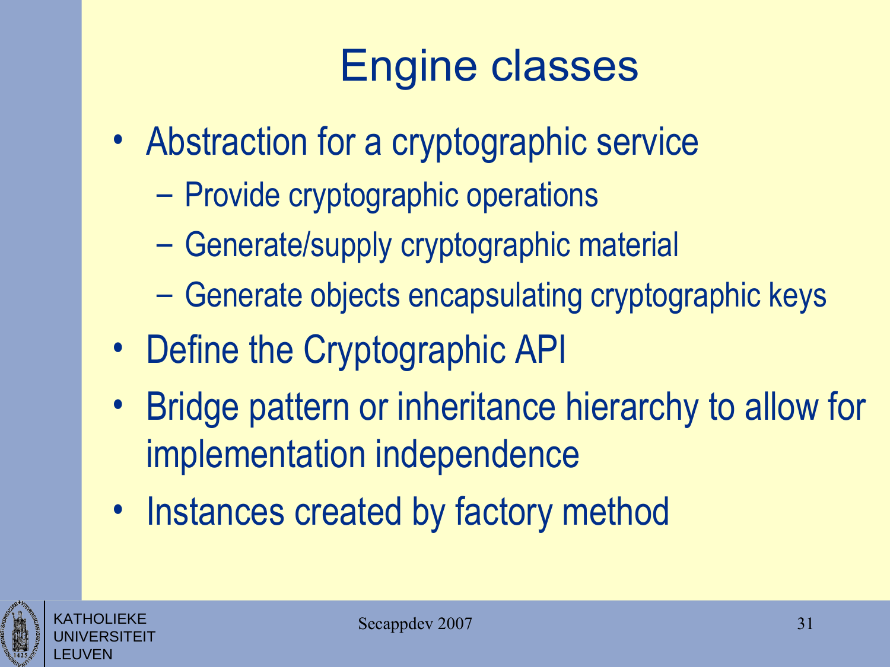# Engine classes

- Abstraction for a cryptographic service
  - Provide cryptographic operations
  - Generate/supply cryptographic material
  - Generate objects encapsulating cryptographic keys
- Define the Cryptographic API
- Bridge pattern or inheritance hierarchy to allow for implementation independence
- Instances created by factory method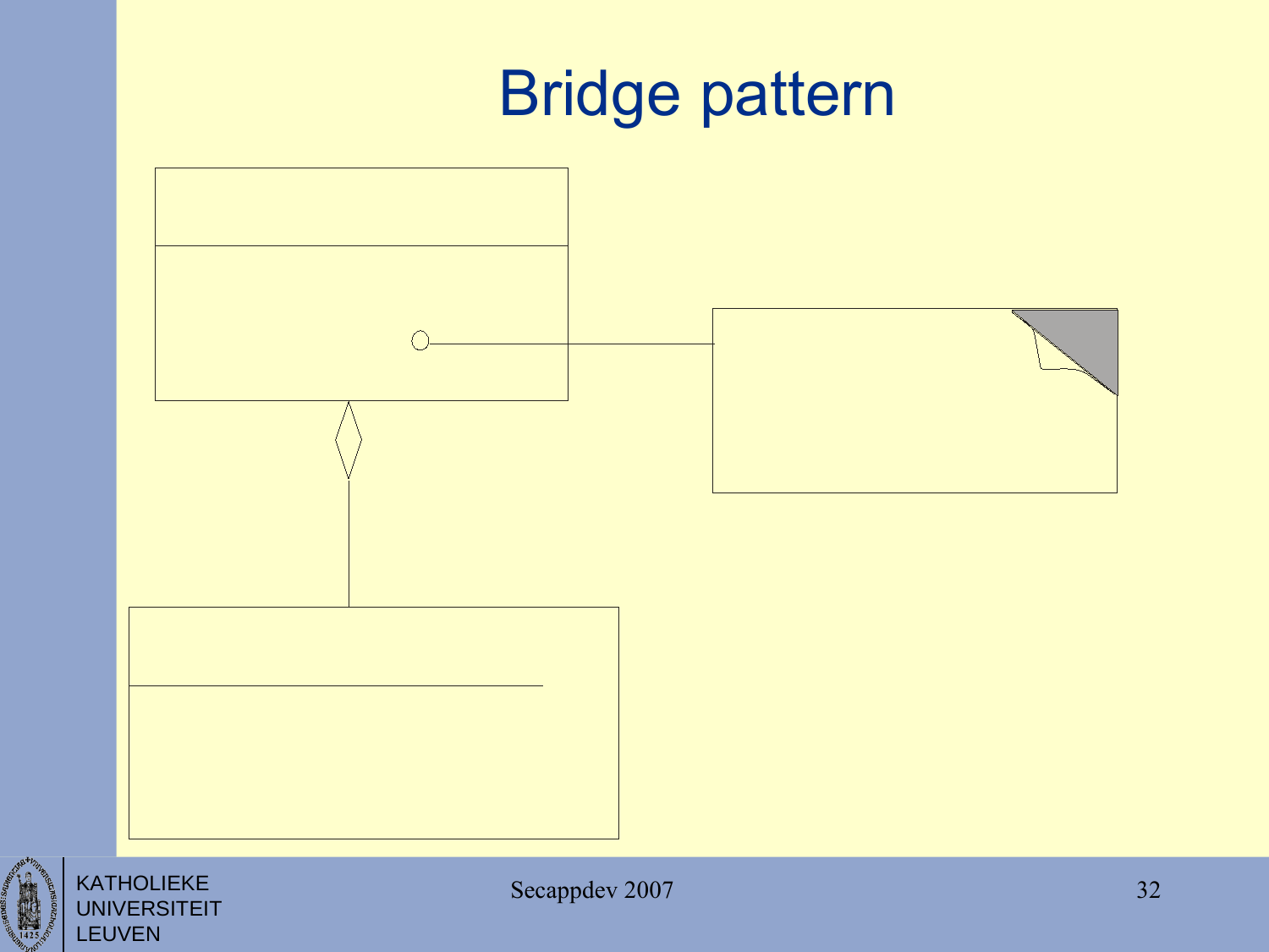# Bridge pattern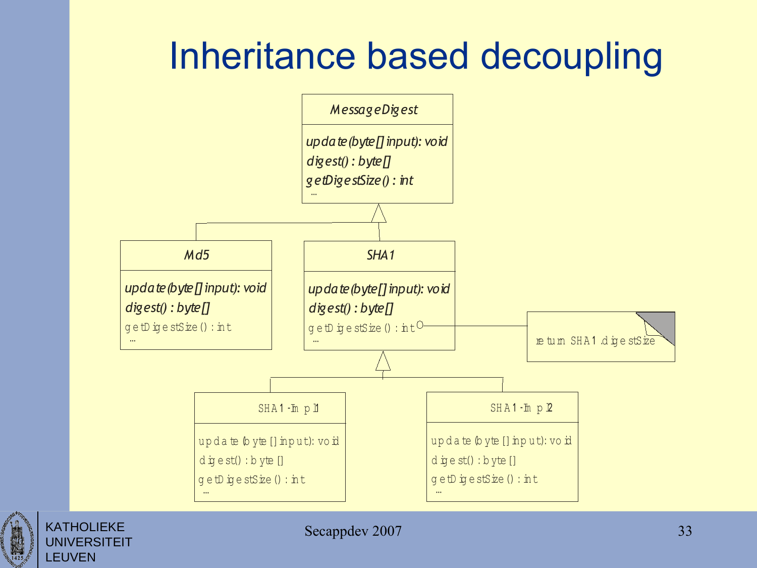# Inheritance based decoupling

**MessageDigest**
- update(byte[] input): void
- digest() : byte[]
- getDigestSize() : int
- ...

**Md5** (extends MessageDigest)
- update(byte[] input): void
- digest() : byte[]
- getDigestSize() : int
- ...

**SHA1** (extends MessageDigest)
- update(byte[] input): void
- digest() : byte[]
- getDigestSize() : int
- ...

Note on getDigestSize(): return SHA1.digestSize

**SHA1-Impl1** (extends SHA1)
- update(byte[] input): void
- digest() : byte[]
- getDigestSize() : int
- ...

**SHA1-Impl2** (extends SHA1)
- update(byte[] input): void
- digest() : byte[]
- getDigestSize() : int
- ...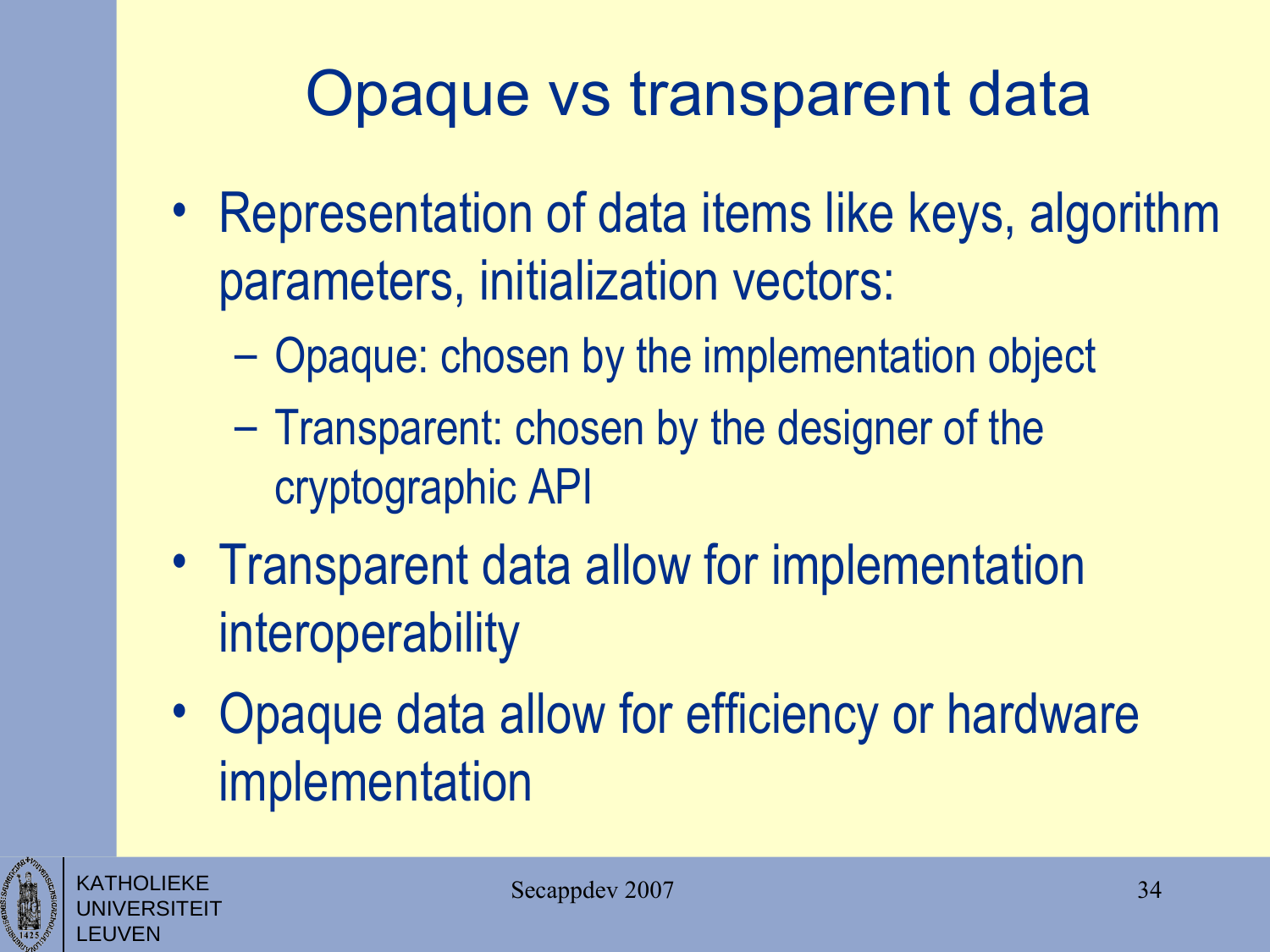# Opaque vs transparent data

- Representation of data items like keys, algorithm parameters, initialization vectors:
  - Opaque: chosen by the implementation object
  - Transparent: chosen by the designer of the cryptographic API
- Transparent data allow for implementation interoperability
- Opaque data allow for efficiency or hardware implementation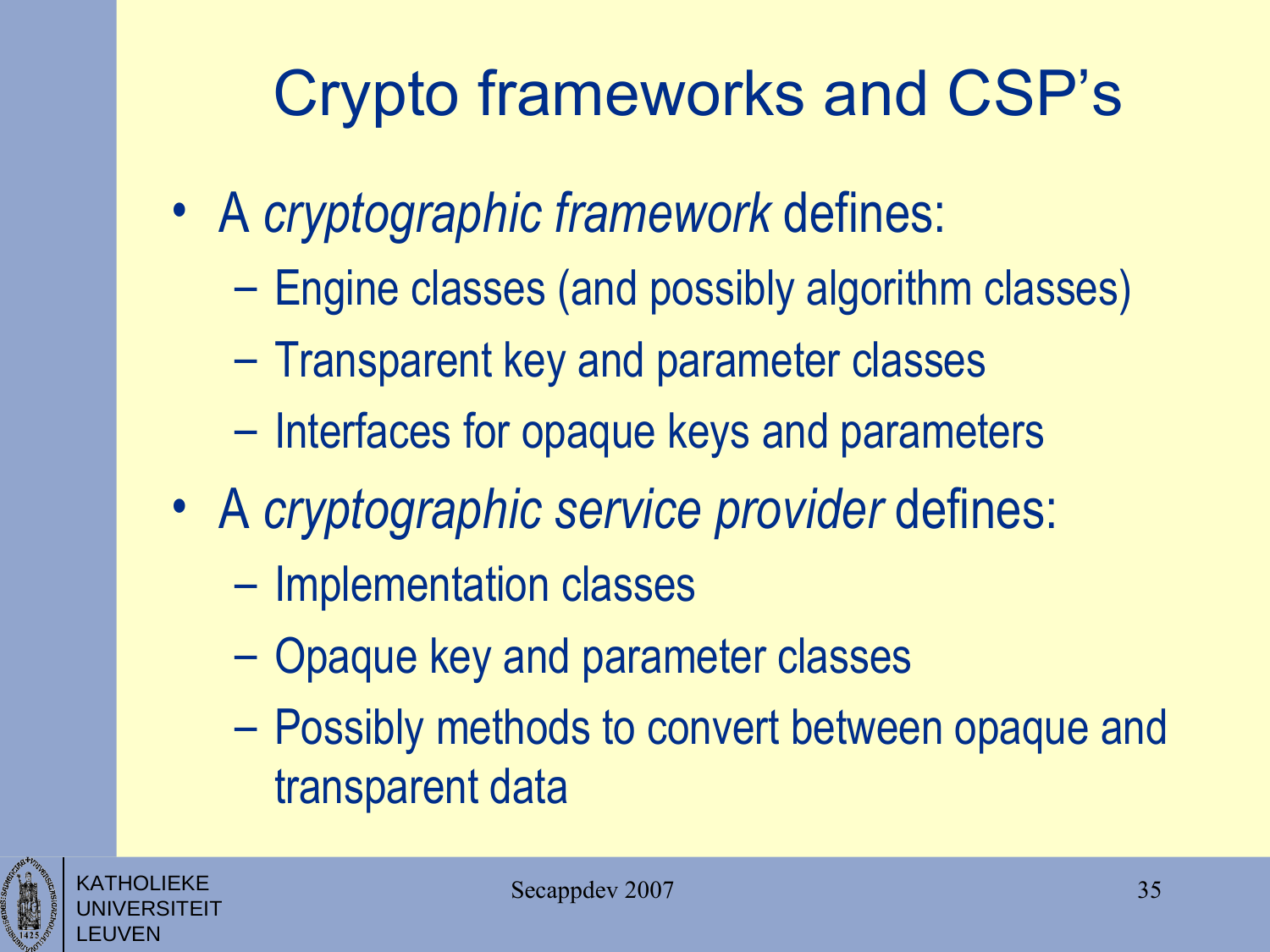# Crypto frameworks and CSP's

- A *cryptographic framework* defines:
  - Engine classes (and possibly algorithm classes)
  - Transparent key and parameter classes
  - Interfaces for opaque keys and parameters
- A *cryptographic service provider* defines:
  - Implementation classes
  - Opaque key and parameter classes
  - Possibly methods to convert between opaque and transparent data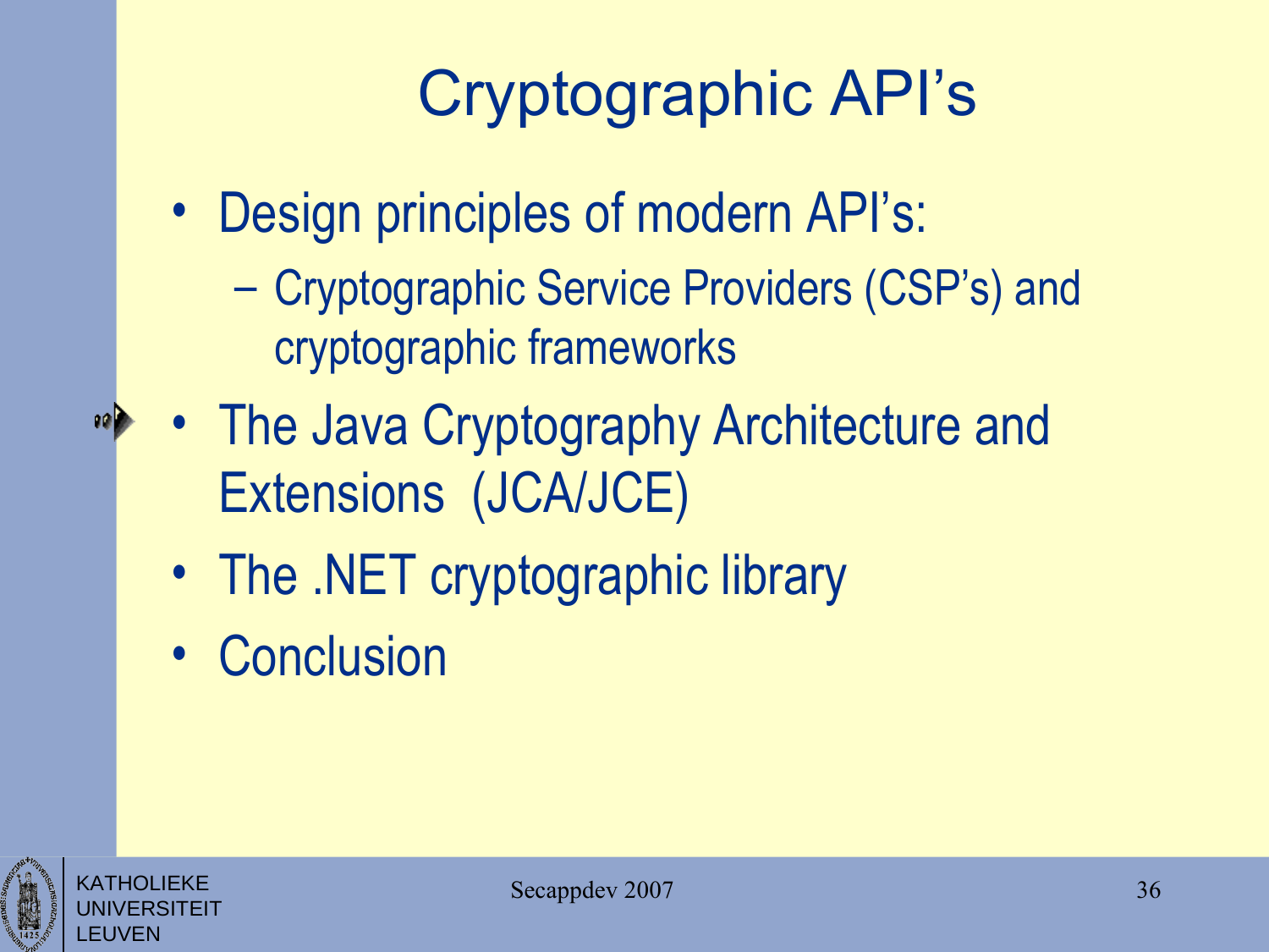# Cryptographic API's

- Design principles of modern API's:
  - Cryptographic Service Providers (CSP's) and cryptographic frameworks
- The Java Cryptography Architecture and Extensions (JCA/JCE)
- The .NET cryptographic library
- Conclusion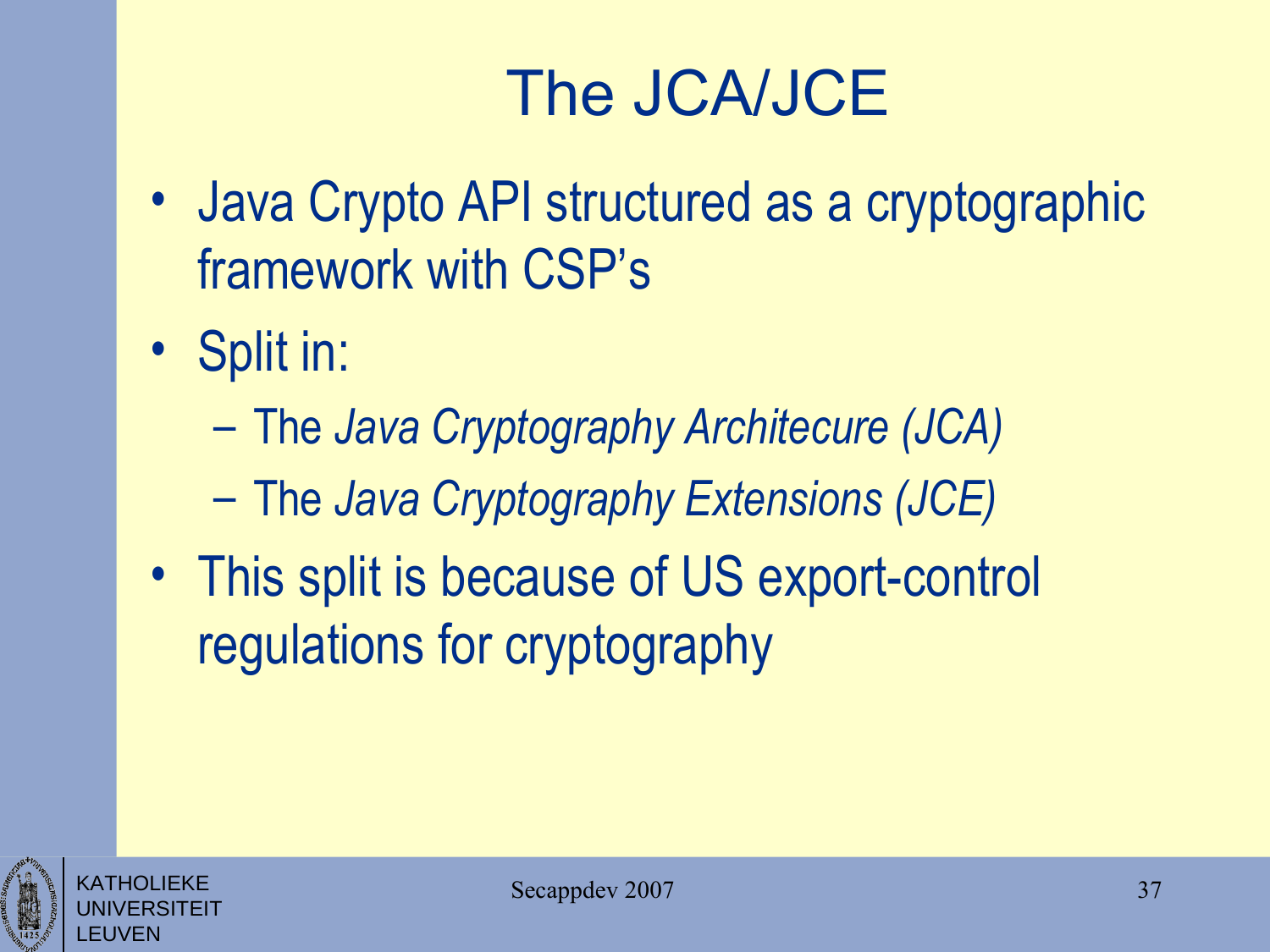# The JCA/JCE

- Java Crypto API structured as a cryptographic framework with CSP's
- Split in:
  - The *Java Cryptography Architecure (JCA)*
  - The *Java Cryptography Extensions (JCE)*
- This split is because of US export-control regulations for cryptography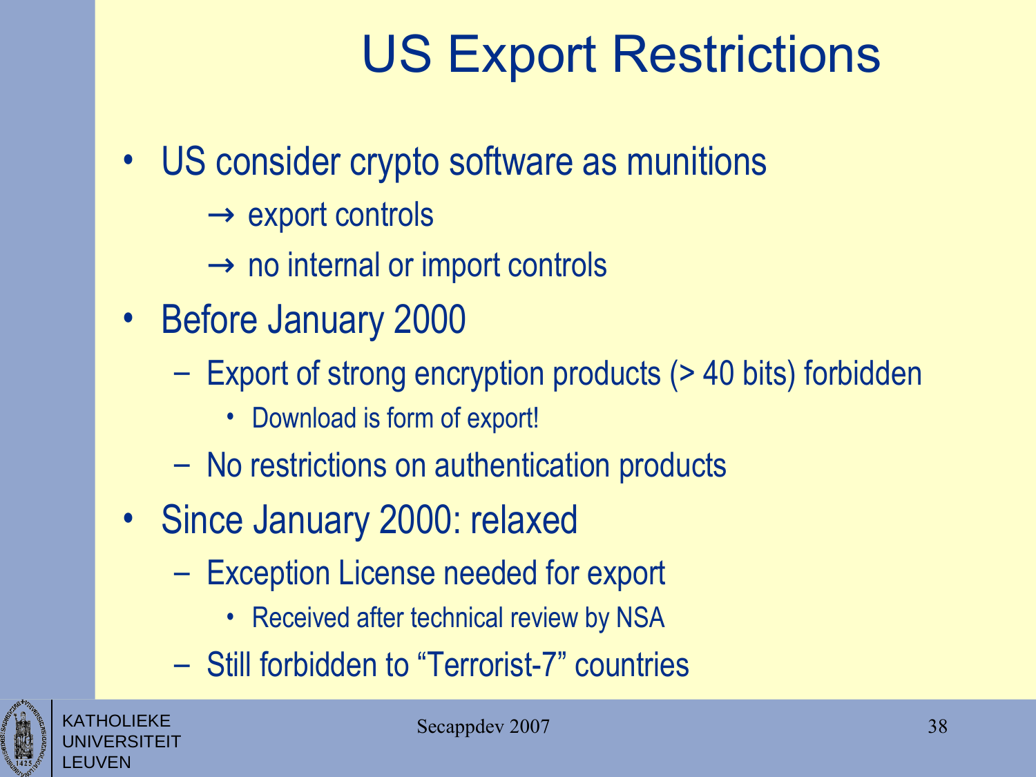# US Export Restrictions

- US consider crypto software as munitions
  - → export controls
  - → no internal or import controls
- Before January 2000
  - Export of strong encryption products (> 40 bits) forbidden
    - Download is form of export!
  - No restrictions on authentication products
- Since January 2000: relaxed
  - Exception License needed for export
    - Received after technical review by NSA
  - Still forbidden to "Terrorist-7" countries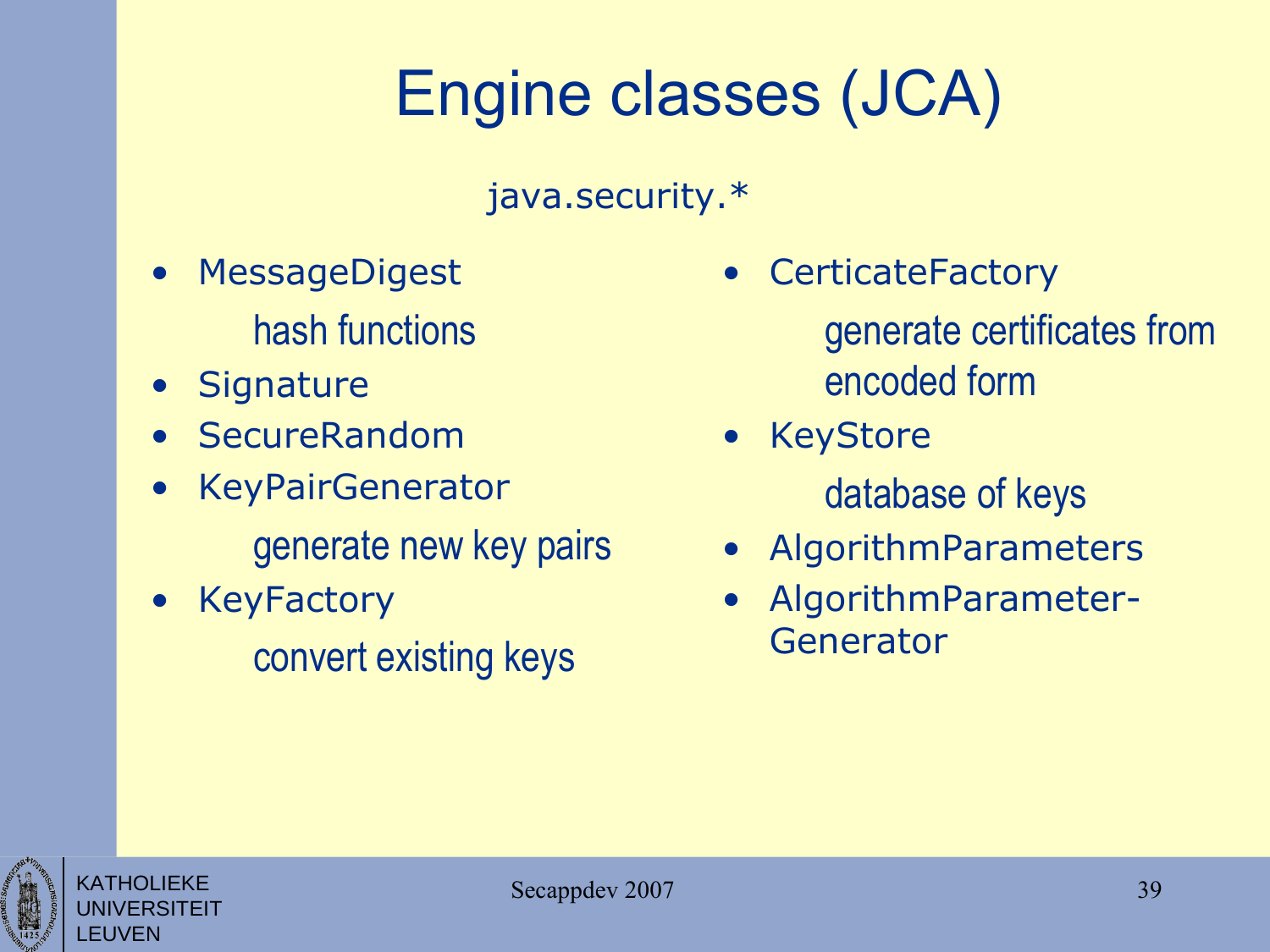# Engine classes (JCA)

java.security.*

- MessageDigest
  - hash functions
- Signature
- SecureRandom
- KeyPairGenerator
  - generate new key pairs
- KeyFactory
  - convert existing keys
- CerticateFactory
  - generate certificates from encoded form
- KeyStore
  - database of keys
- AlgorithmParameters
- AlgorithmParameter-Generator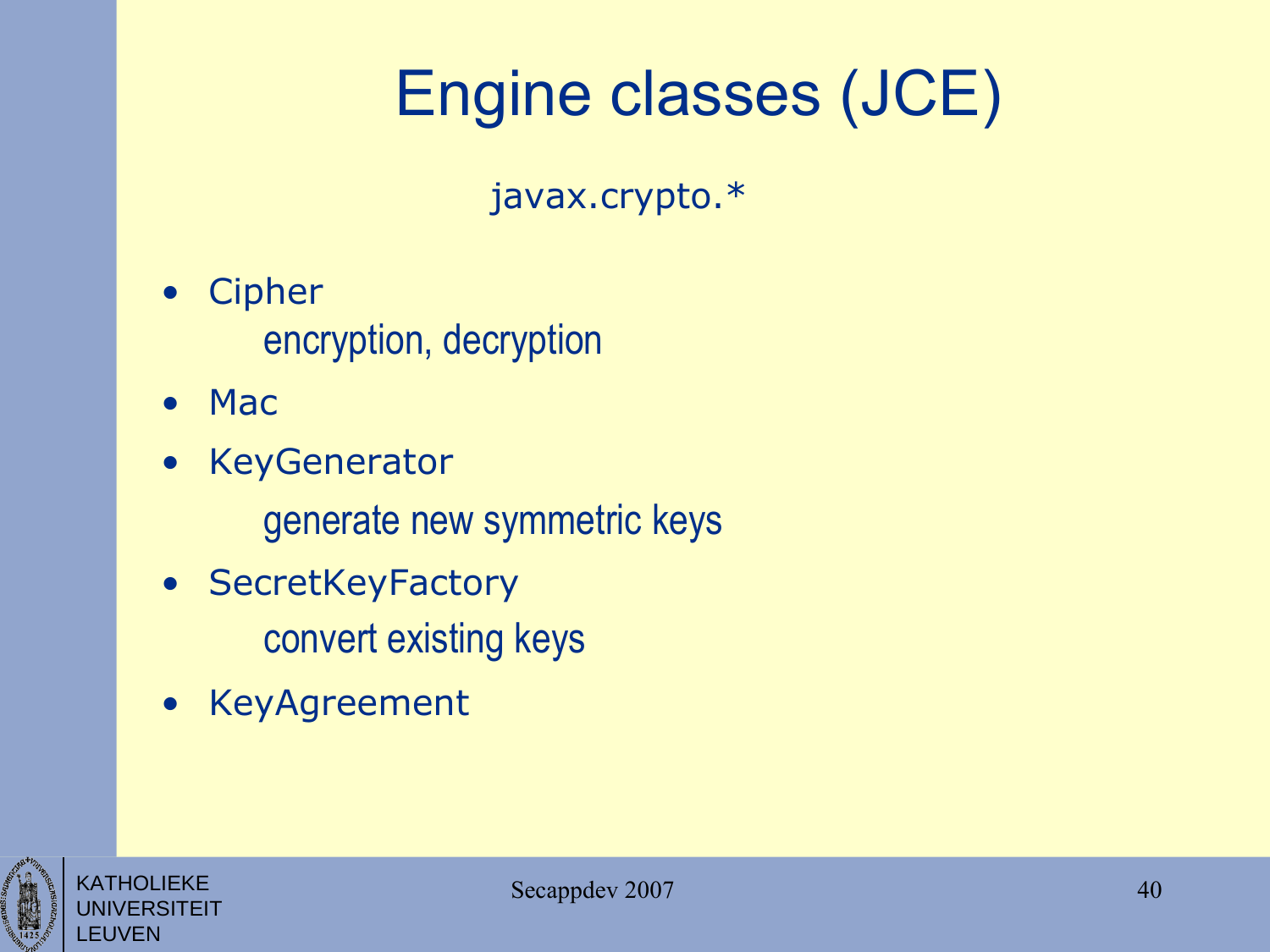# Engine classes (JCE)

javax.crypto.*

- Cipher
  - encryption, decryption
- Mac
- KeyGenerator
  - generate new symmetric keys
- SecretKeyFactory
  - convert existing keys
- KeyAgreement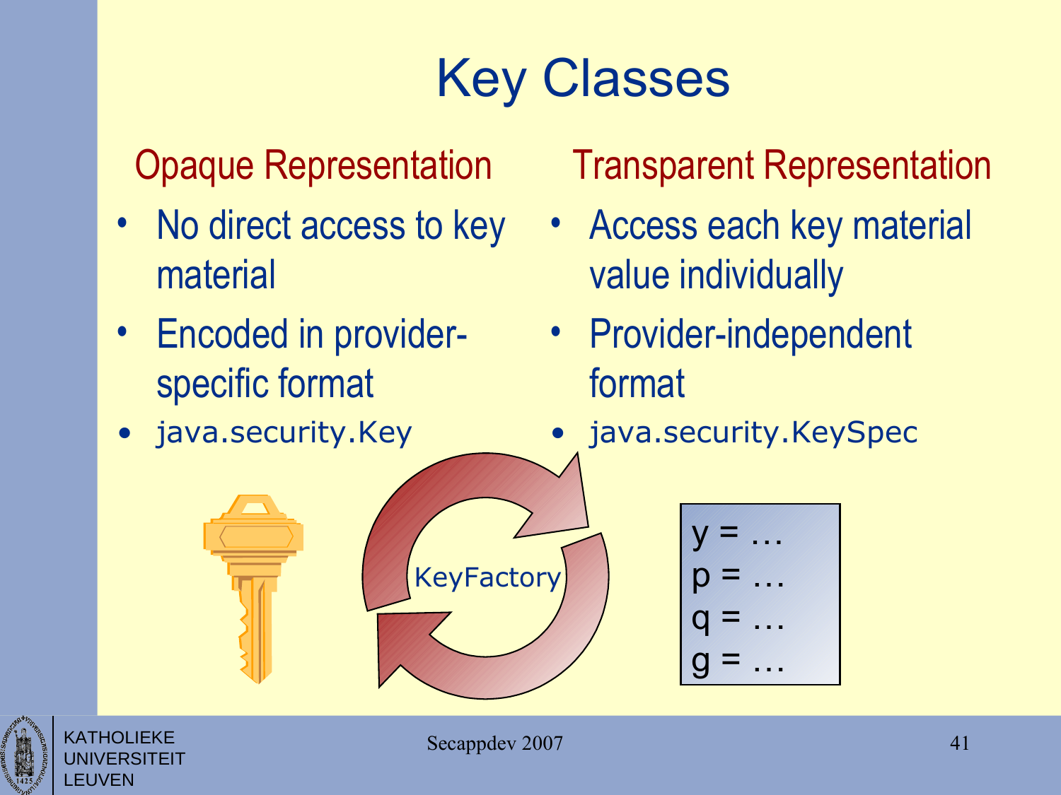# Key Classes

## Opaque Representation

- No direct access to key material
- Encoded in provider-specific format
- `java.security.Key`

## Transparent Representation

- Access each key material value individually
- Provider-independent format
- `java.security.KeySpec`

KeyFactory

y = …
p = …
q = …
g = …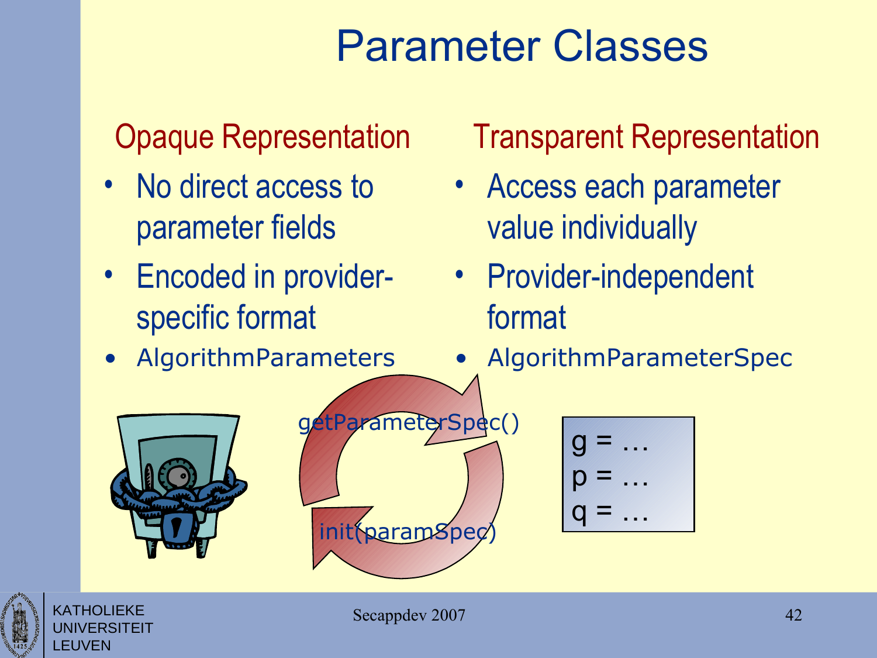# Parameter Classes

## Opaque Representation

- No direct access to parameter fields
- Encoded in provider-specific format
- AlgorithmParameters

## Transparent Representation

- Access each parameter value individually
- Provider-independent format
- AlgorithmParameterSpec

getParameterSpec()

init(paramSpec)

g = …
p = …
q = …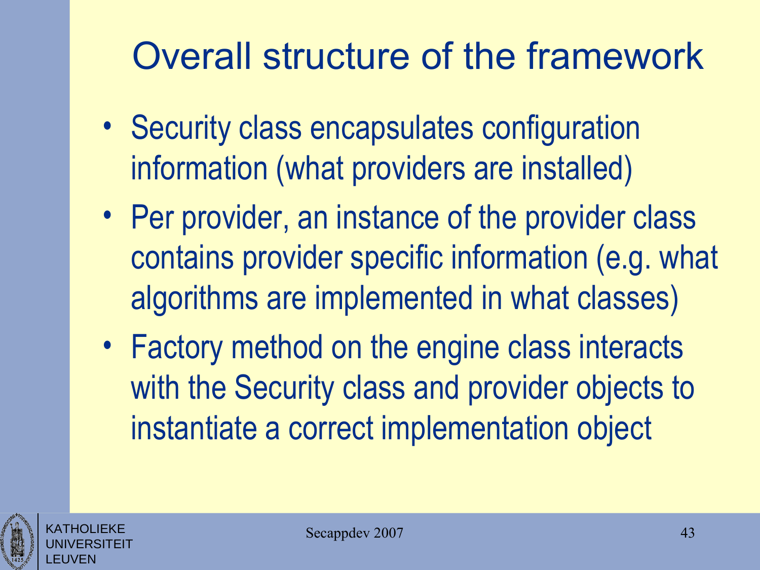# Overall structure of the framework

- Security class encapsulates configuration information (what providers are installed)
- Per provider, an instance of the provider class contains provider specific information (e.g. what algorithms are implemented in what classes)
- Factory method on the engine class interacts with the Security class and provider objects to instantiate a correct implementation object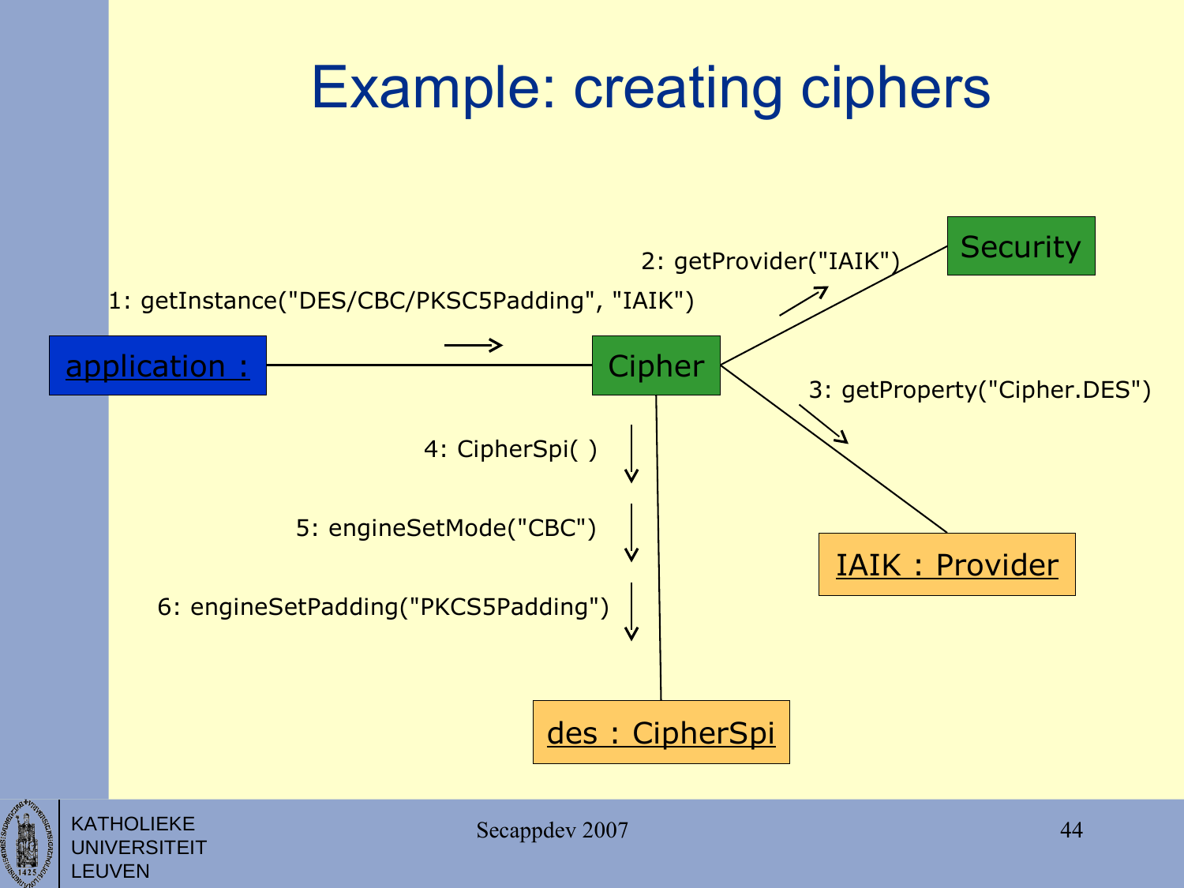# Example: creating ciphers

application :

1: getInstance("DES/CBC/PKSC5Padding", "IAIK")

Cipher

2: getProvider("IAIK")

Security

3: getProperty("Cipher.DES")

IAIK : Provider

4: CipherSpi( )

5: engineSetMode("CBC")

6: engineSetPadding("PKCS5Padding")

des : CipherSpi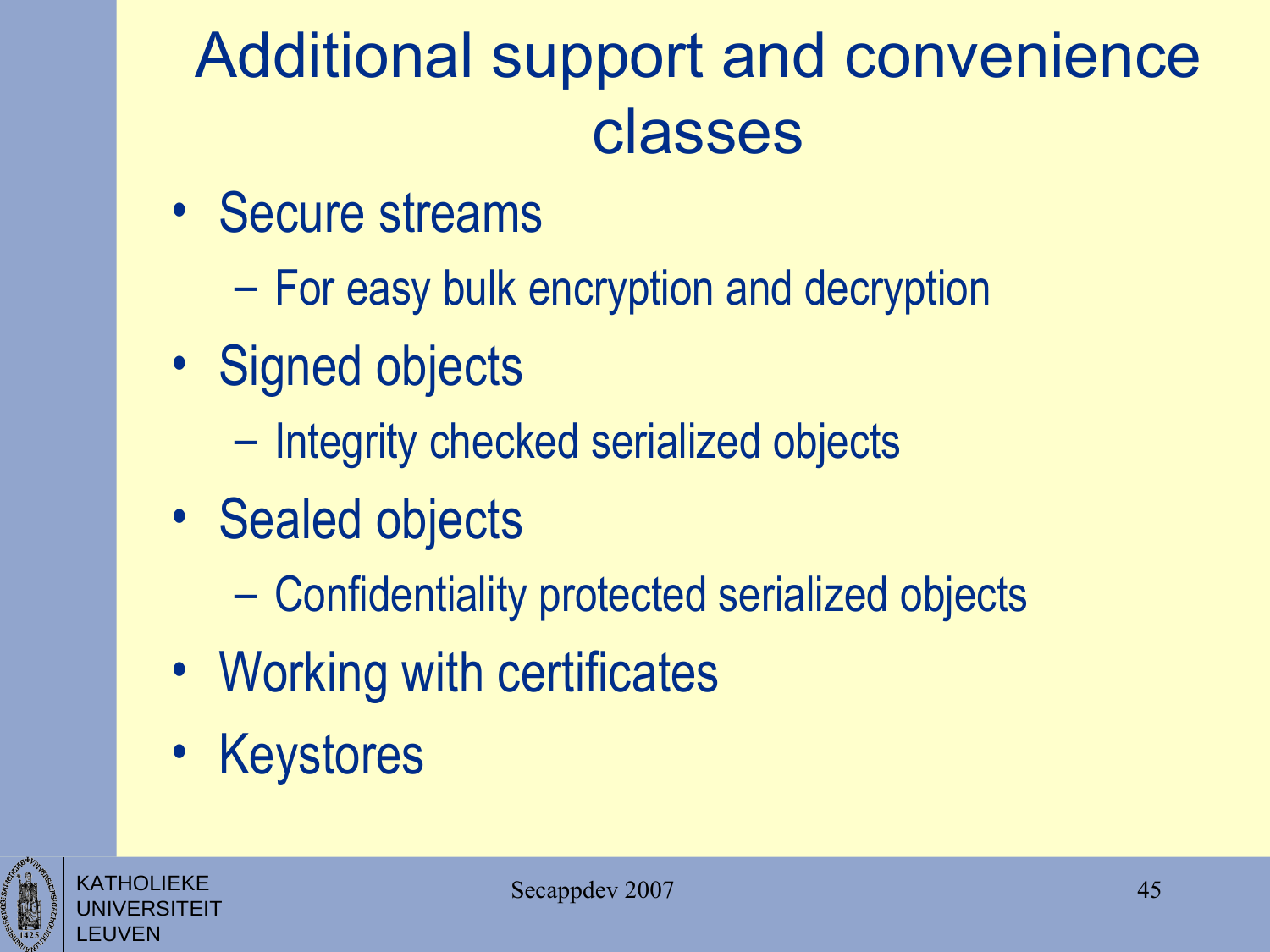# Additional support and convenience classes

- Secure streams
  - For easy bulk encryption and decryption
- Signed objects
  - Integrity checked serialized objects
- Sealed objects
  - Confidentiality protected serialized objects
- Working with certificates
- Keystores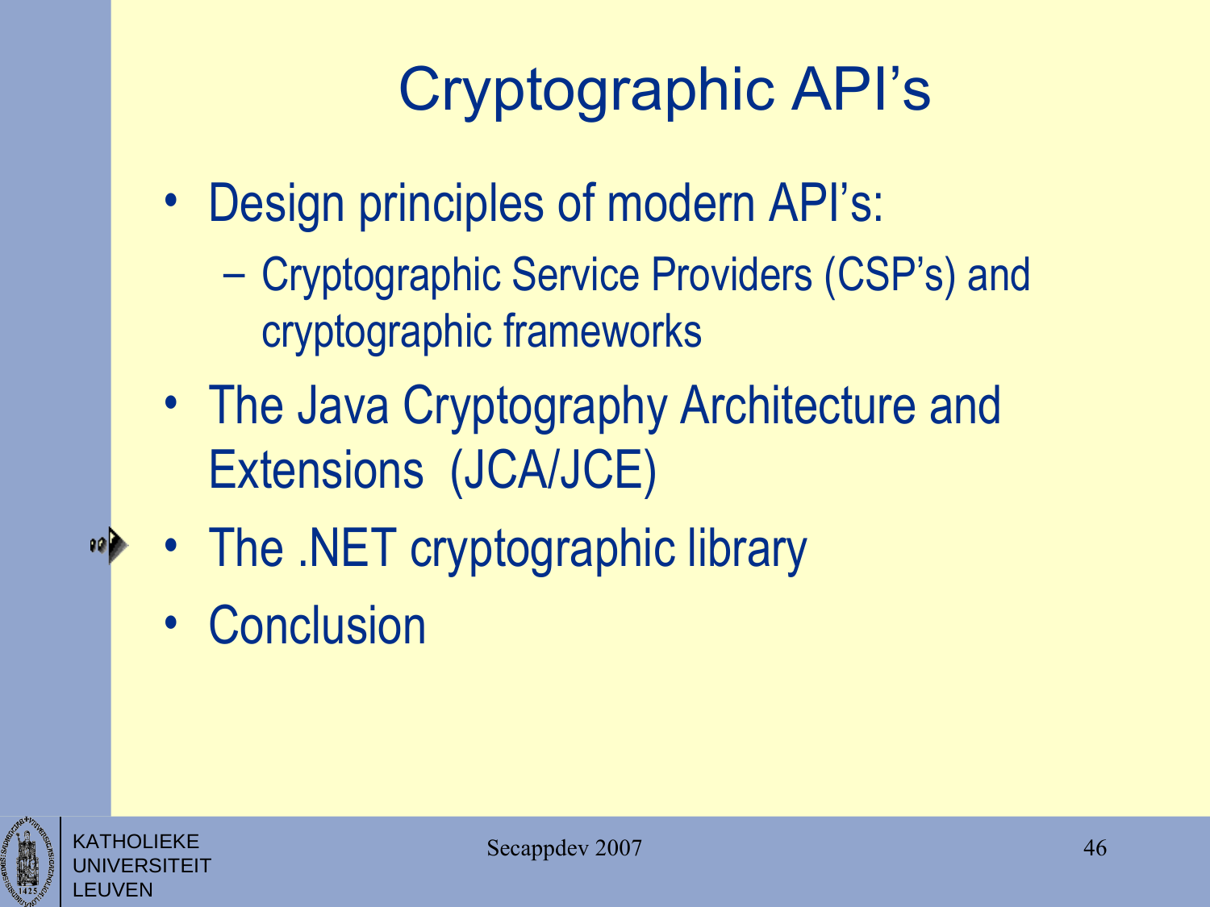# Cryptographic API's

- Design principles of modern API's:
  - Cryptographic Service Providers (CSP's) and cryptographic frameworks
- The Java Cryptography Architecture and Extensions (JCA/JCE)
- The .NET cryptographic library
- Conclusion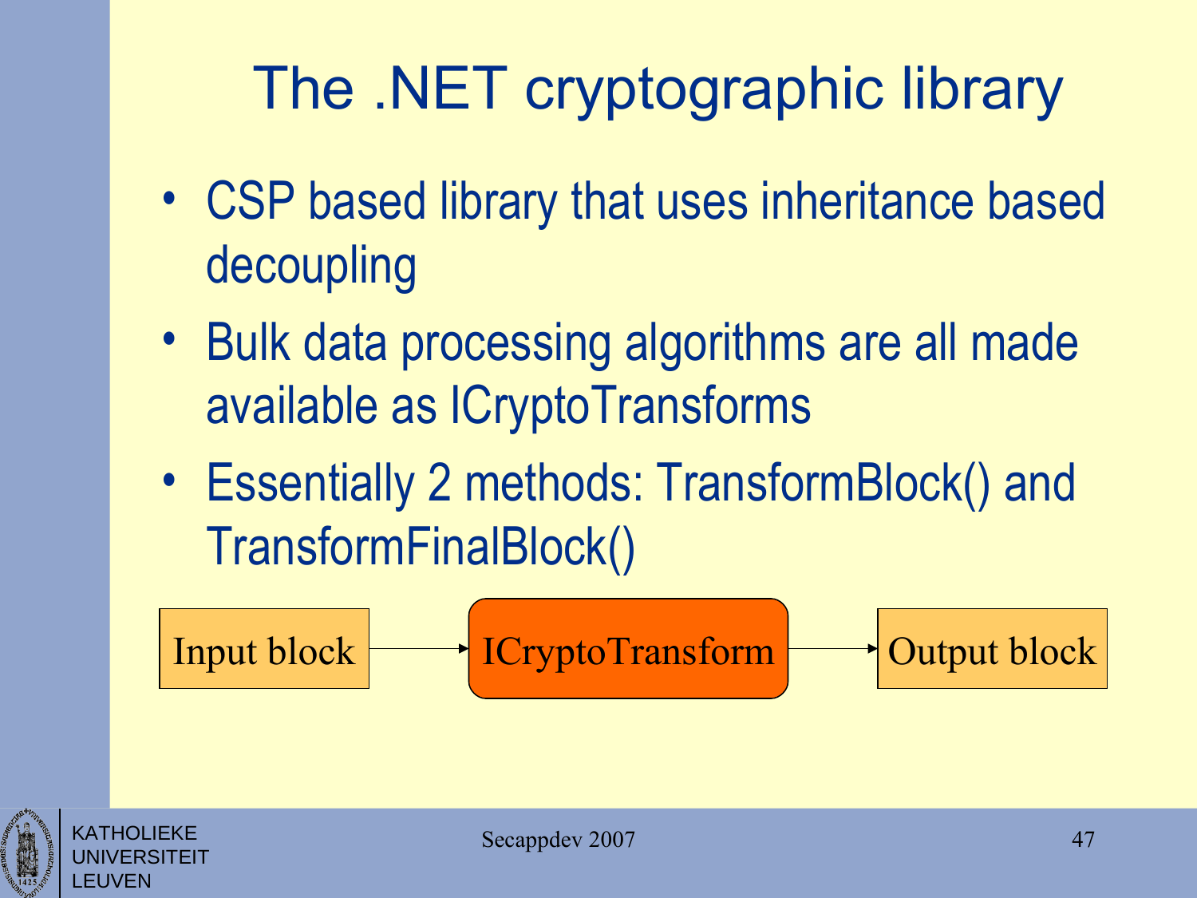# The .NET cryptographic library

- CSP based library that uses inheritance based decoupling
- Bulk data processing algorithms are all made available as ICryptoTransforms
- Essentially 2 methods: TransformBlock() and TransformFinalBlock()

Input block → ICryptoTransform → Output block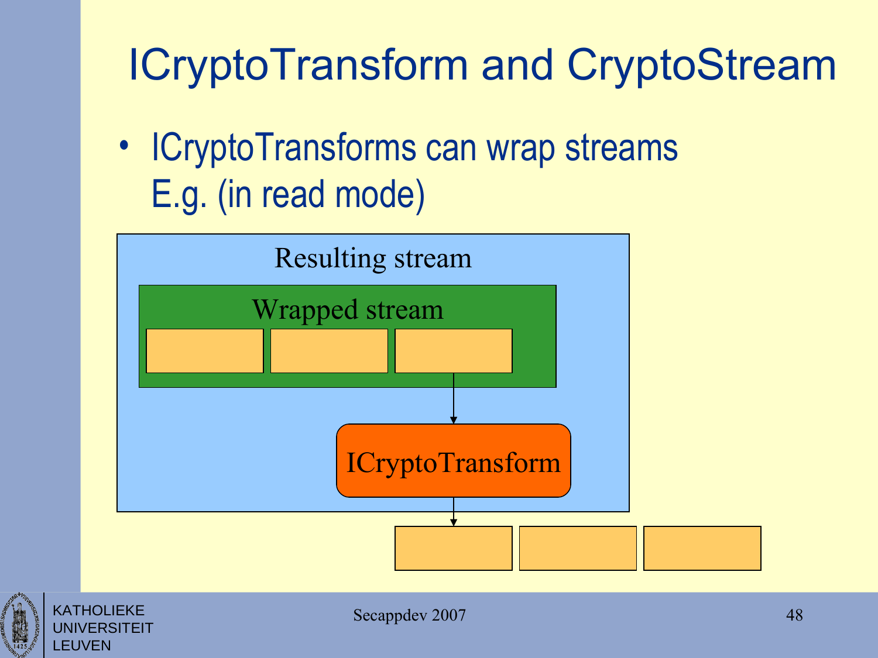# ICryptoTransform and CryptoStream

- ICryptoTransforms can wrap streams
  E.g. (in read mode)

Resulting stream

Wrapped stream

ICryptoTransform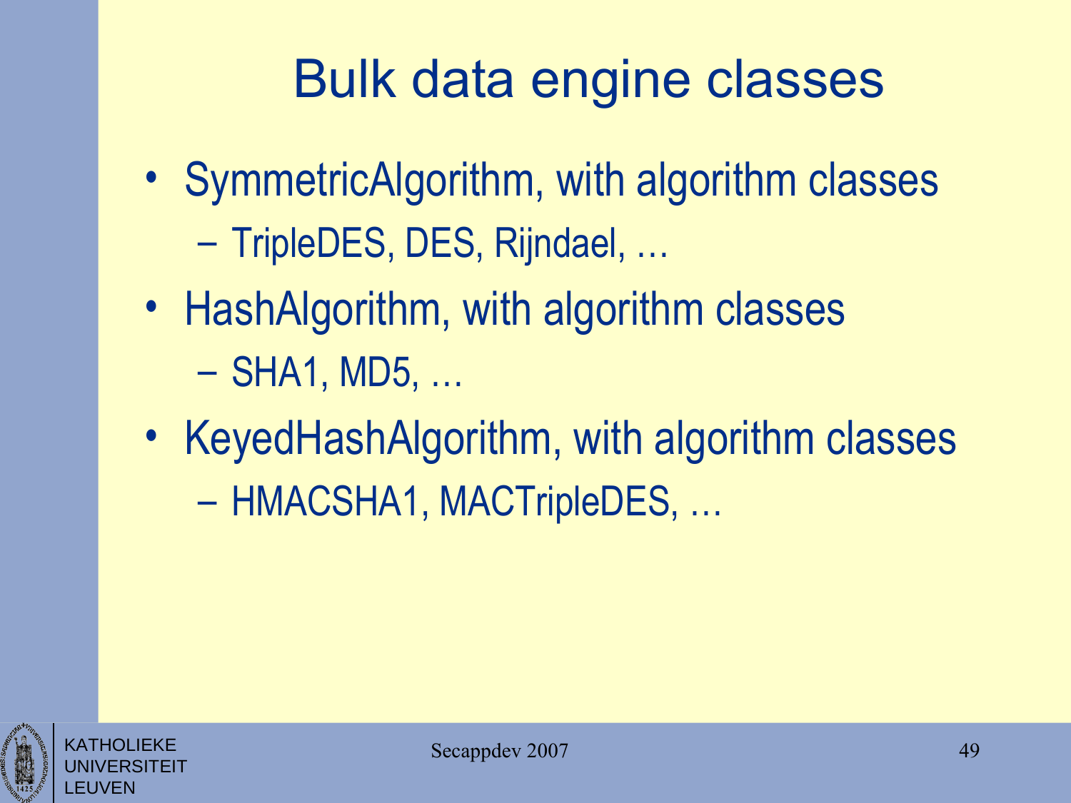# Bulk data engine classes

- SymmetricAlgorithm, with algorithm classes
  - TripleDES, DES, Rijndael, …
- HashAlgorithm, with algorithm classes
  - SHA1, MD5, …
- KeyedHashAlgorithm, with algorithm classes
  - HMACSHA1, MACTripleDES, …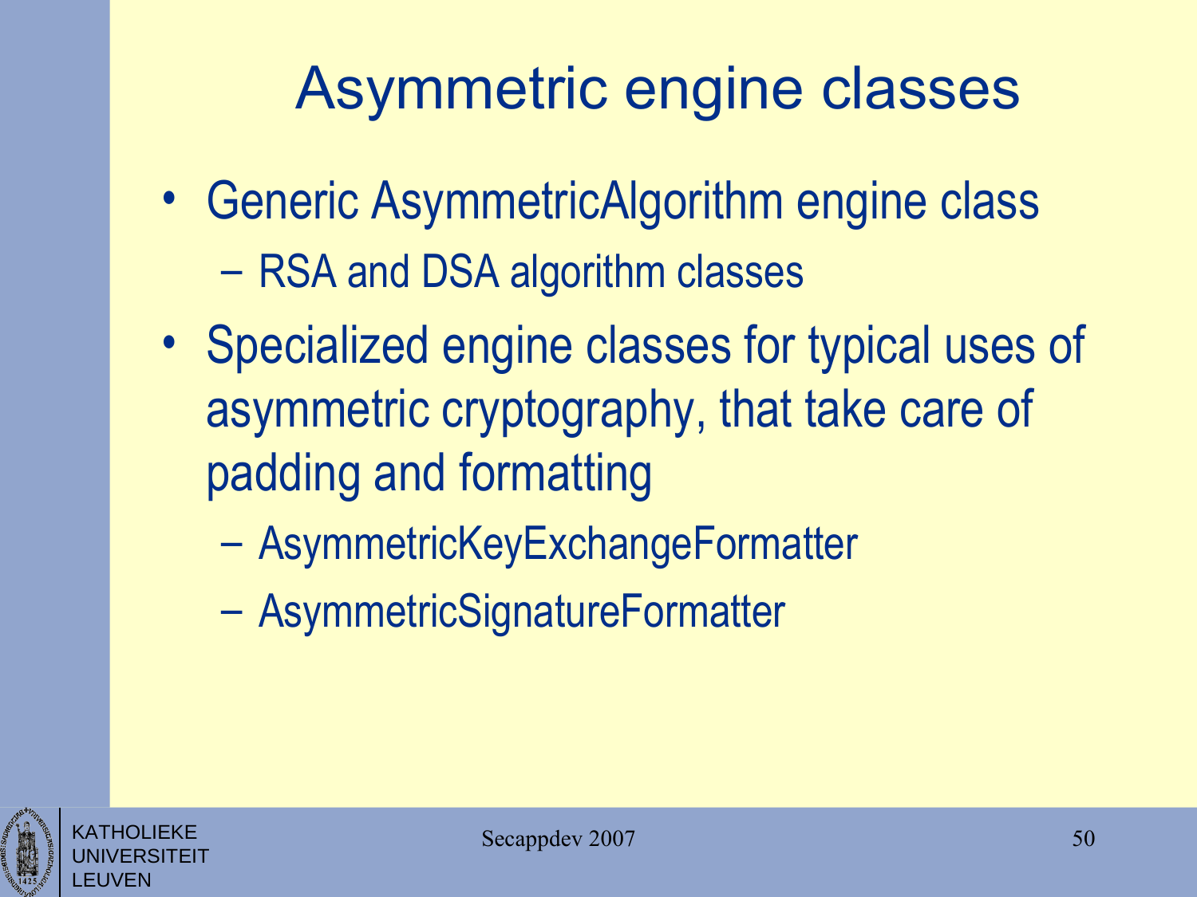# Asymmetric engine classes

- Generic AsymmetricAlgorithm engine class
  - RSA and DSA algorithm classes
- Specialized engine classes for typical uses of asymmetric cryptography, that take care of padding and formatting
  - AsymmetricKeyExchangeFormatter
  - AsymmetricSignatureFormatter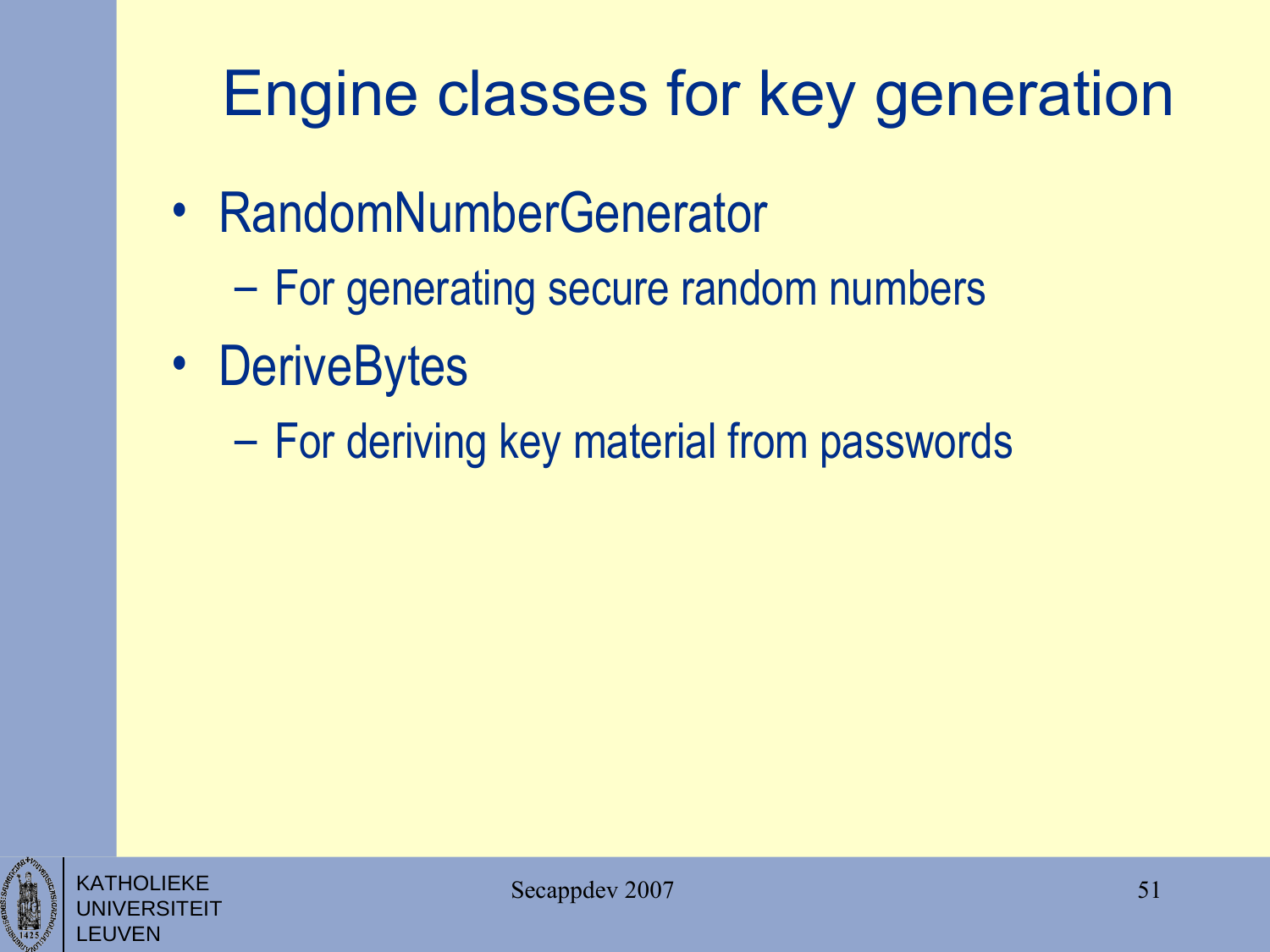# Engine classes for key generation

- RandomNumberGenerator
  - For generating secure random numbers
- DeriveBytes
  - For deriving key material from passwords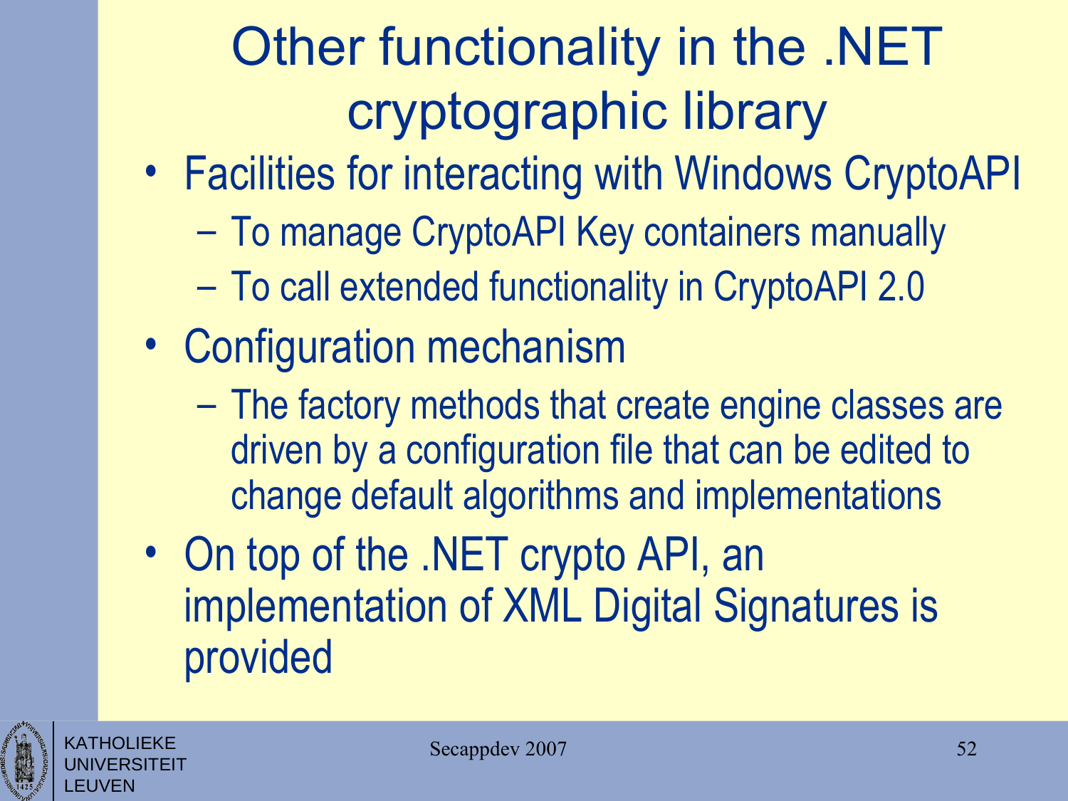# Other functionality in the .NET cryptographic library

- Facilities for interacting with Windows CryptoAPI
  - To manage CryptoAPI Key containers manually
  - To call extended functionality in CryptoAPI 2.0
- Configuration mechanism
  - The factory methods that create engine classes are driven by a configuration file that can be edited to change default algorithms and implementations
- On top of the .NET crypto API, an implementation of XML Digital Signatures is provided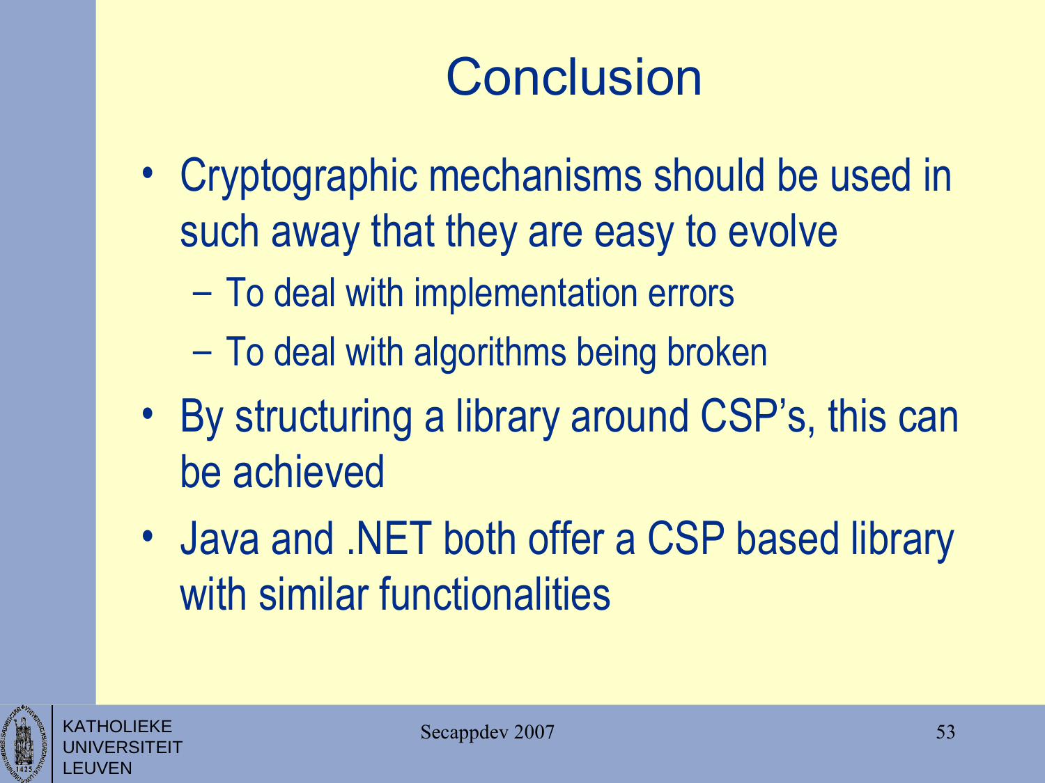# Conclusion

- Cryptographic mechanisms should be used in such away that they are easy to evolve
  - To deal with implementation errors
  - To deal with algorithms being broken
- By structuring a library around CSP's, this can be achieved
- Java and .NET both offer a CSP based library with similar functionalities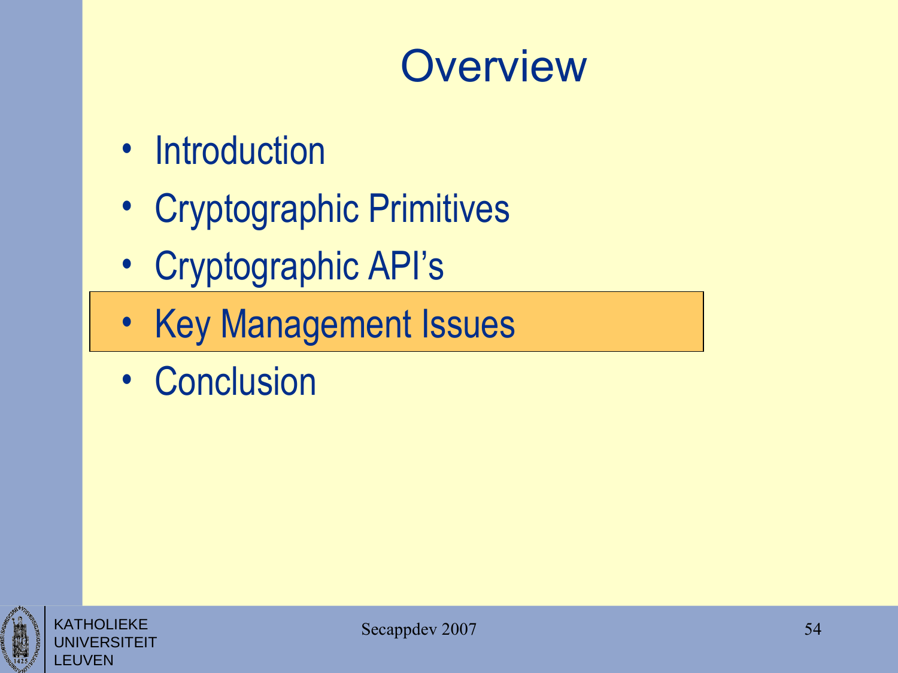# Overview

- Introduction
- Cryptographic Primitives
- Cryptographic API's
- **Key Management Issues**
- Conclusion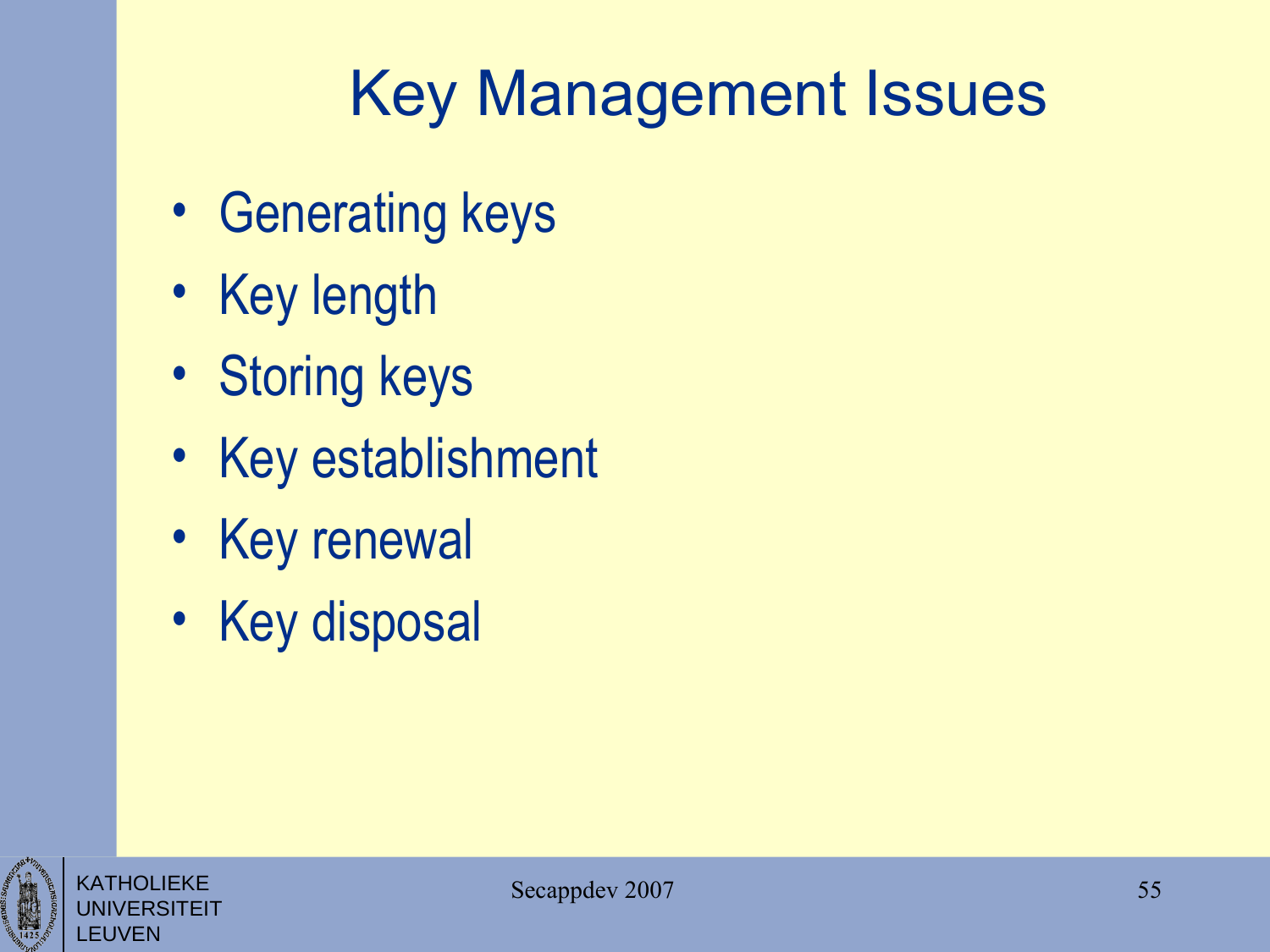# Key Management Issues

- Generating keys
- Key length
- Storing keys
- Key establishment
- Key renewal
- Key disposal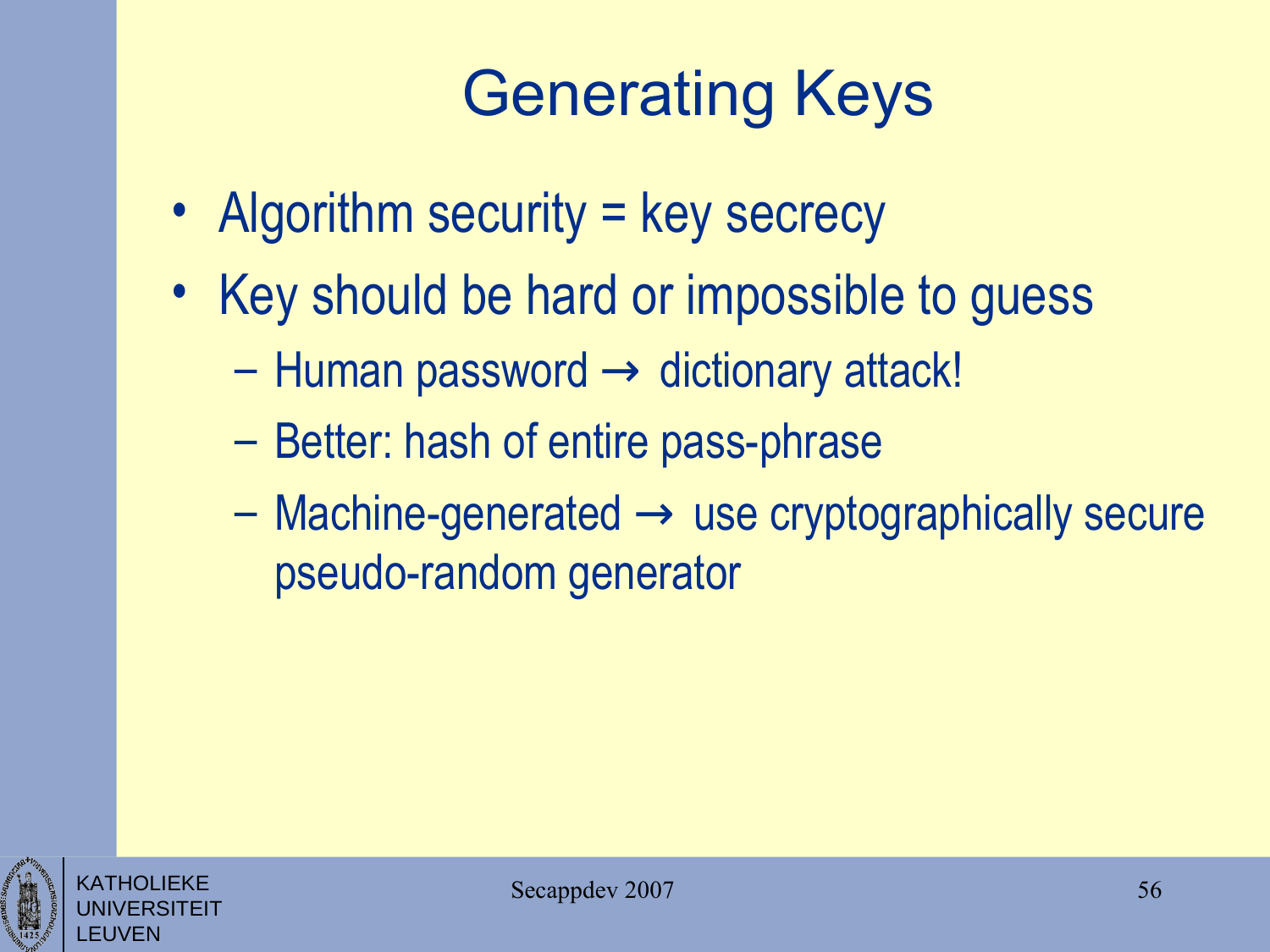# Generating Keys

- Algorithm security = key secrecy
- Key should be hard or impossible to guess
  - Human password → dictionary attack!
  - Better: hash of entire pass-phrase
  - Machine-generated → use cryptographically secure pseudo-random generator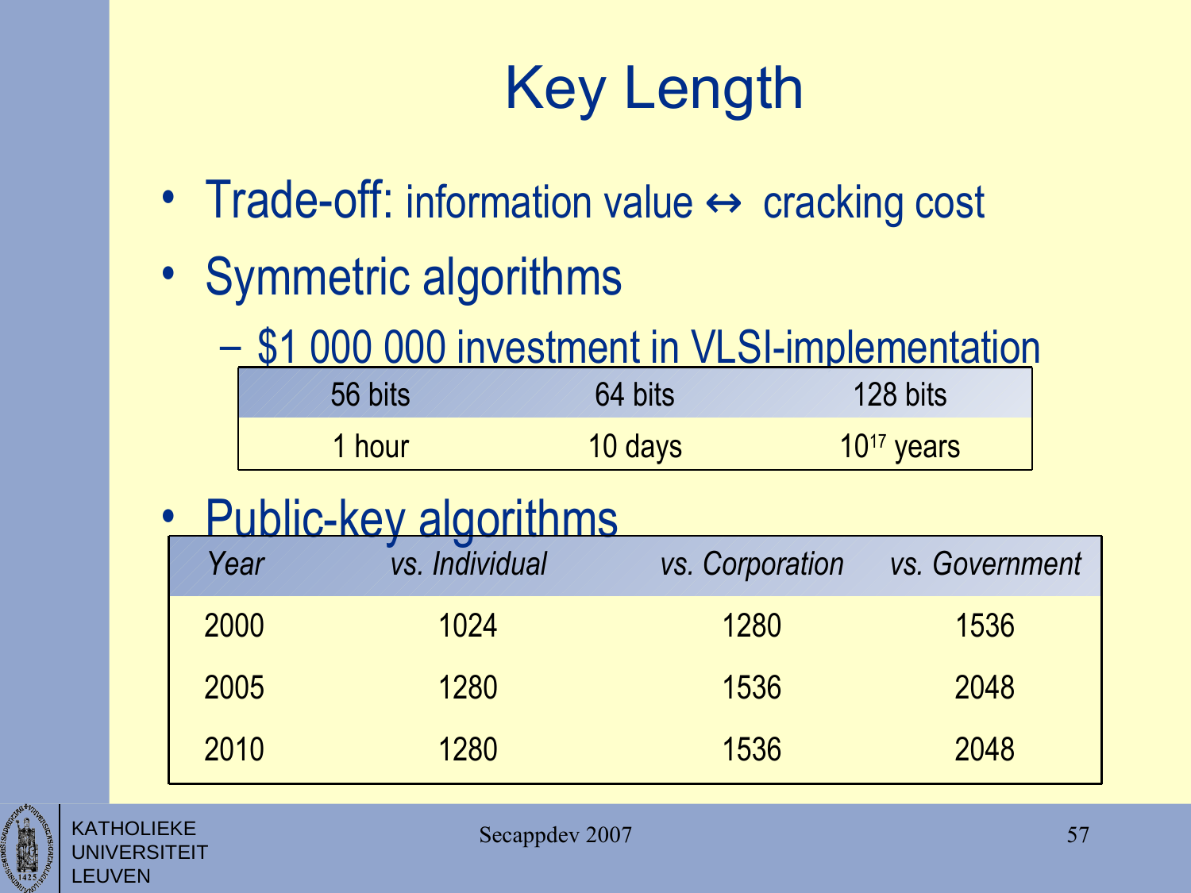# Key Length

- Trade-off: information value ↔ cracking cost
- Symmetric algorithms
  - $1 000 000 investment in VLSI-implementation

| 56 bits | 64 bits | 128 bits |
|---|---|---|
| 1 hour | 10 days | $10^{17}$ years |

- Public-key algorithms

| *Year* | *vs. Individual* | *vs. Corporation* | *vs. Government* |
|---|---|---|---|
| 2000 | 1024 | 1280 | 1536 |
| 2005 | 1280 | 1536 | 2048 |
| 2010 | 1280 | 1536 | 2048 |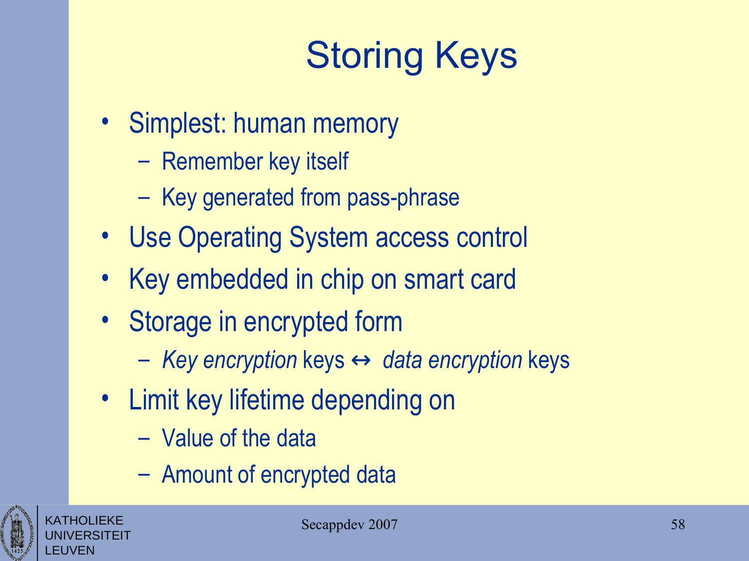# Storing Keys

- Simplest: human memory
  - Remember key itself
  - Key generated from pass-phrase
- Use Operating System access control
- Key embedded in chip on smart card
- Storage in encrypted form
  - *Key encryption* keys ↔ *data encryption* keys
- Limit key lifetime depending on
  - Value of the data
  - Amount of encrypted data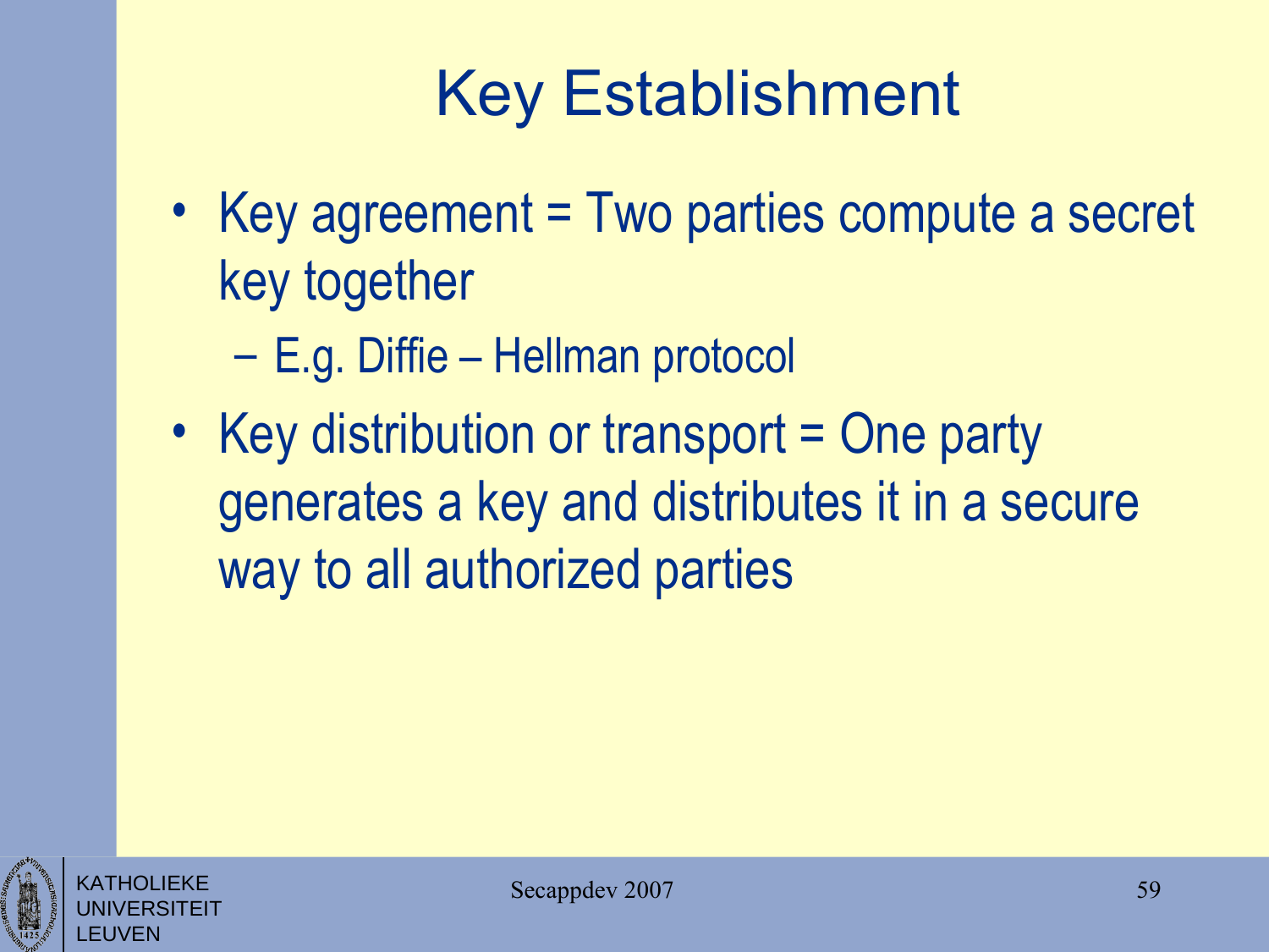# Key Establishment

- Key agreement = Two parties compute a secret key together
  - E.g. Diffie – Hellman protocol
- Key distribution or transport = One party generates a key and distributes it in a secure way to all authorized parties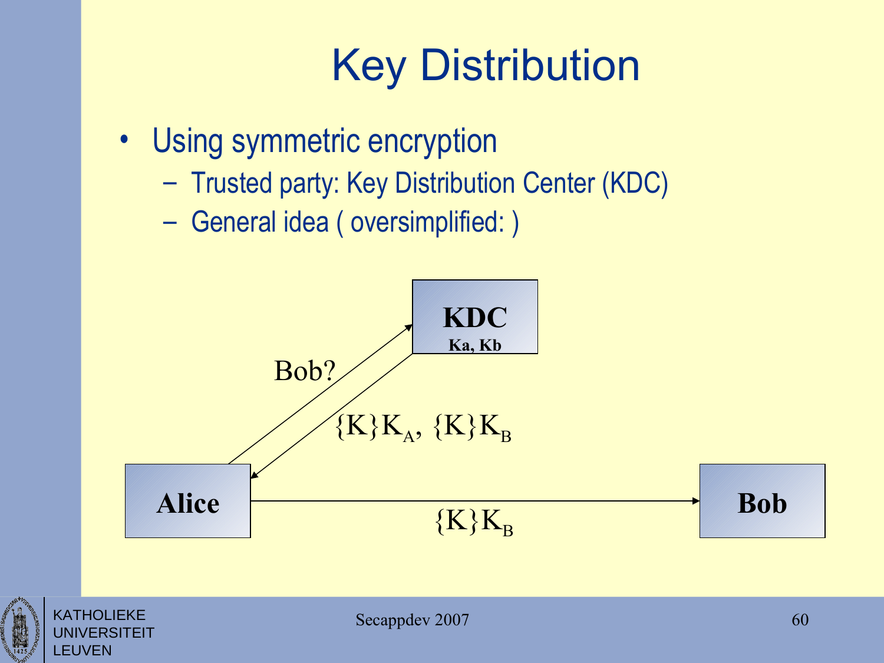# Key Distribution

- Using symmetric encryption
  - Trusted party: Key Distribution Center (KDC)
  - General idea ( oversimplified: )

**KDC**
**Ka, Kb**

Bob?

$\{K\}K_A$, $\{K\}K_B$

**Alice**

$\{K\}K_B$

**Bob**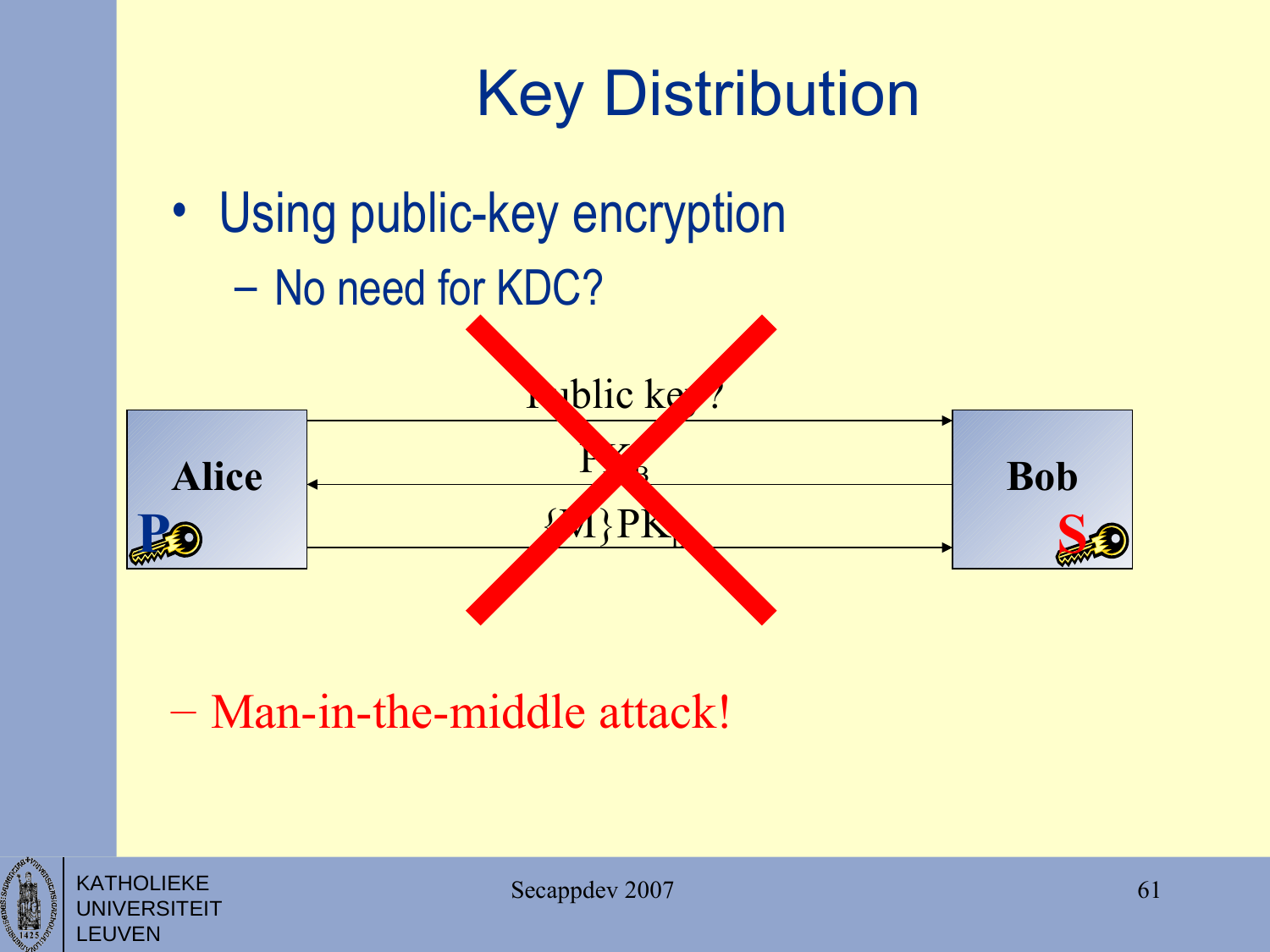# Key Distribution

- Using public-key encryption
  - No need for KDC?

Alice → Bob: Public key?

Bob → Alice: $PK_B$

Alice → Bob: $\{M\}PK_B$

  - Man-in-the-middle attack!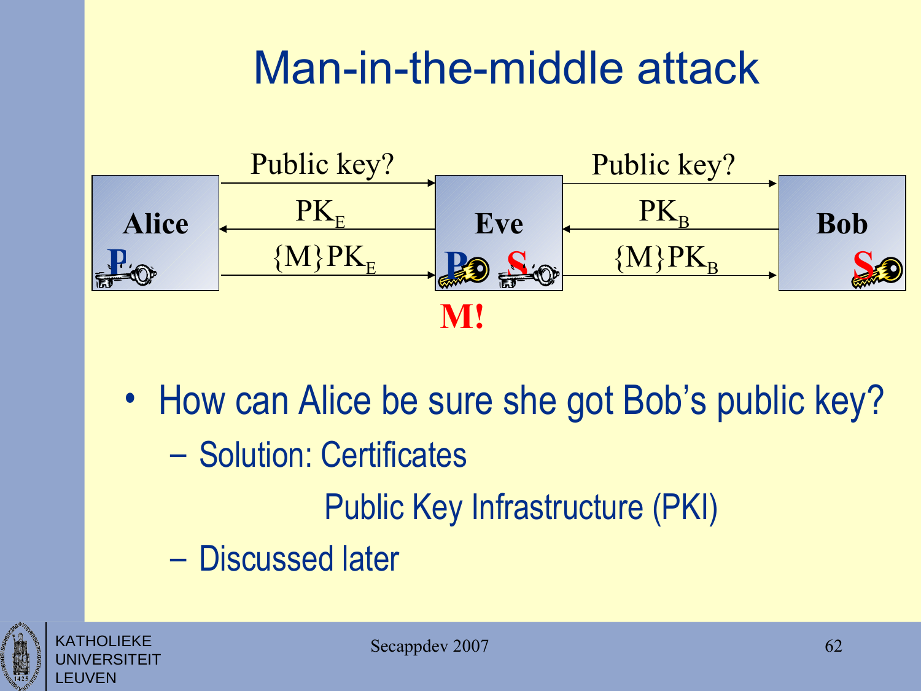# Man-in-the-middle attack

| Alice | | Eve | | Bob |
|---|---|---|---|---|
| | Public key? → | | Public key? → | |
| | ← $PK_E$ | | ← $PK_B$ | |
| P | $\{M\}PK_E$ → | P S | $\{M\}PK_B$ → | S |

**M!**

- How can Alice be sure she got Bob's public key?
  - Solution: Certificates

    Public Key Infrastructure (PKI)
  - Discussed later

KATHOLIEKE UNIVERSITEIT LEUVEN

Secappdev 2007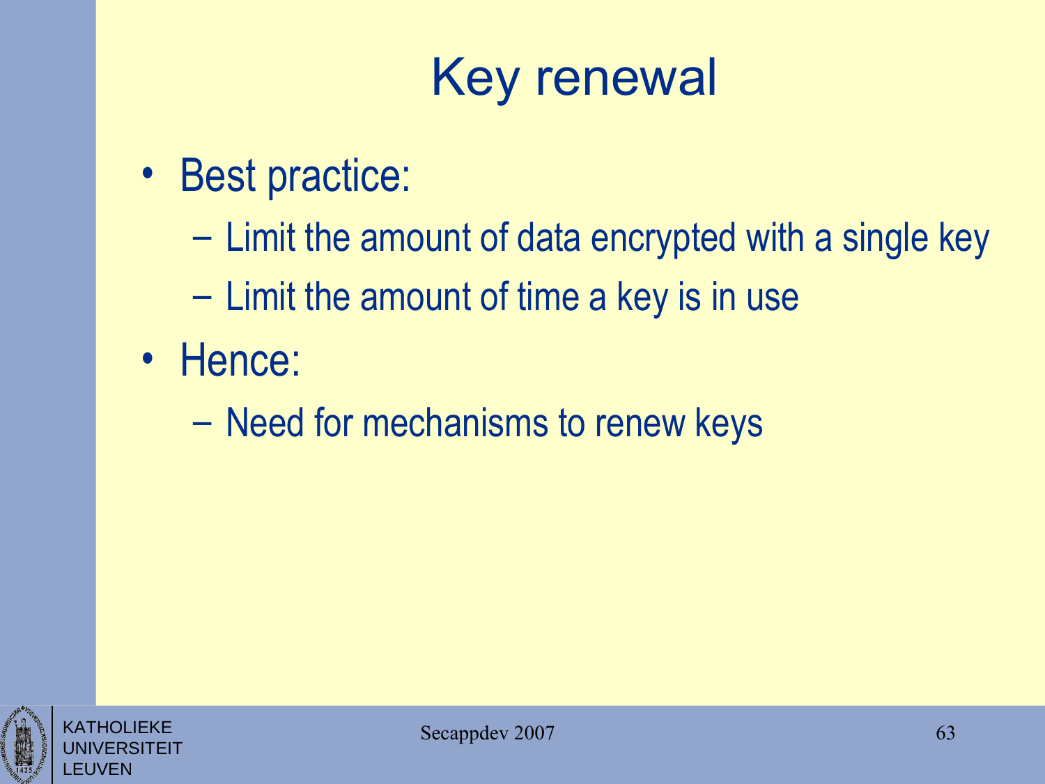# Key renewal

- Best practice:
  - Limit the amount of data encrypted with a single key
  - Limit the amount of time a key is in use
- Hence:
  - Need for mechanisms to renew keys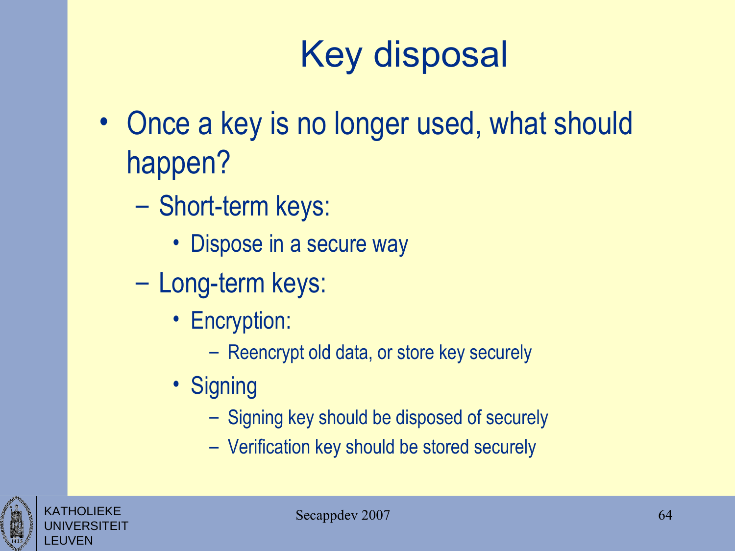# Key disposal

- Once a key is no longer used, what should happen?
  - Short-term keys:
    - Dispose in a secure way
  - Long-term keys:
    - Encryption:
      - Reencrypt old data, or store key securely
    - Signing
      - Signing key should be disposed of securely
      - Verification key should be stored securely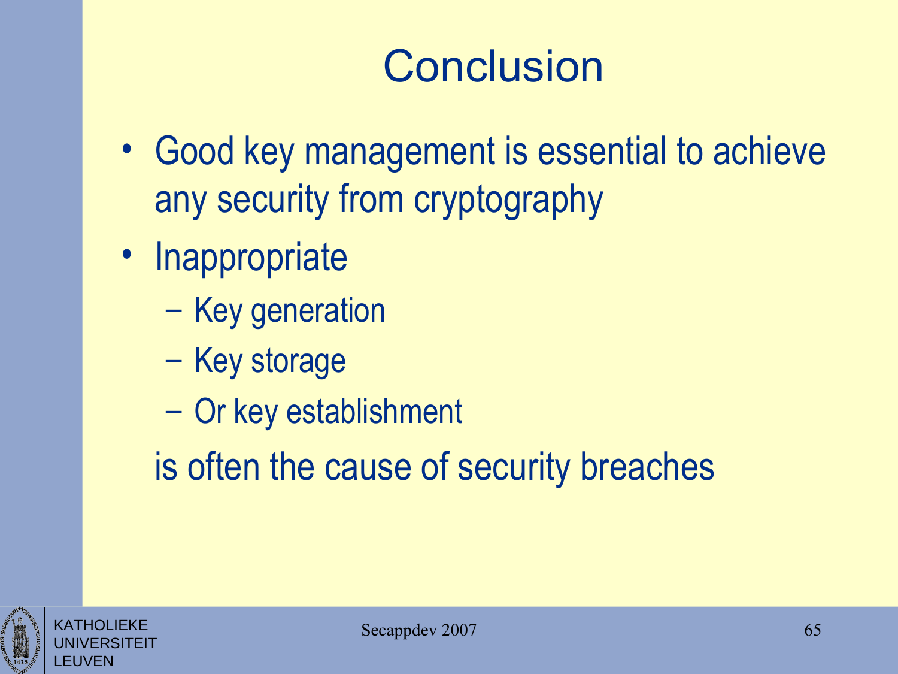# Conclusion

- Good key management is essential to achieve any security from cryptography
- Inappropriate
  - Key generation
  - Key storage
  - Or key establishment

  is often the cause of security breaches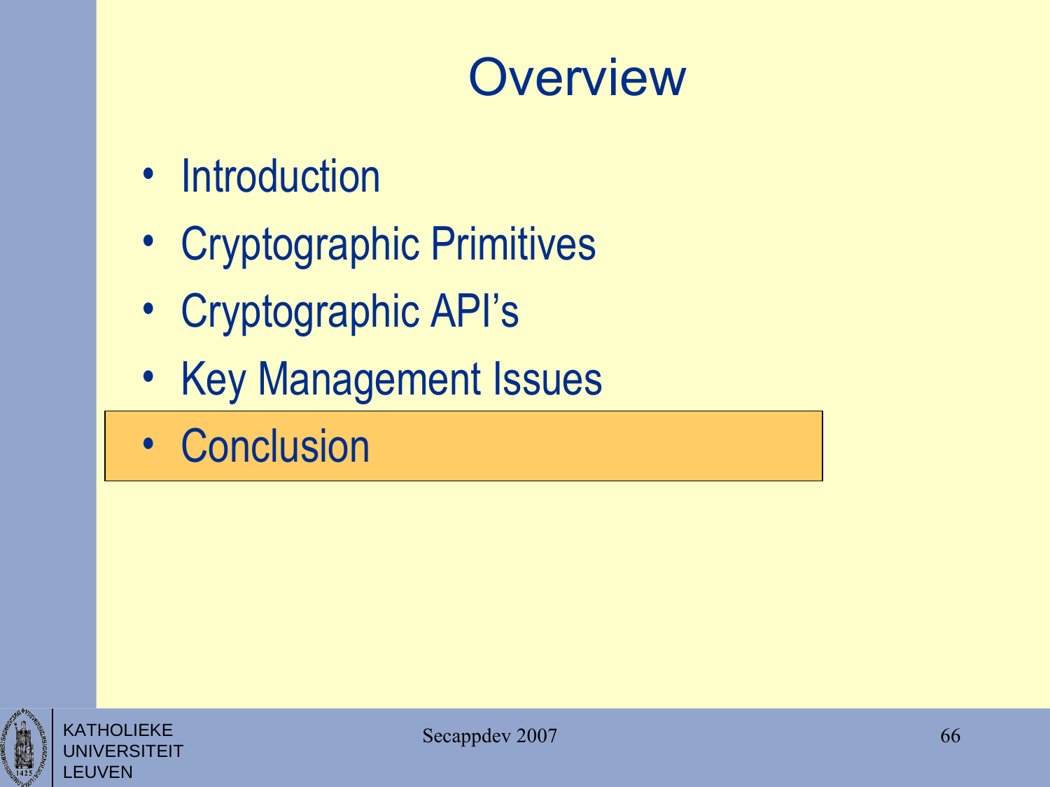# Overview

- Introduction
- Cryptographic Primitives
- Cryptographic API's
- Key Management Issues
- **Conclusion**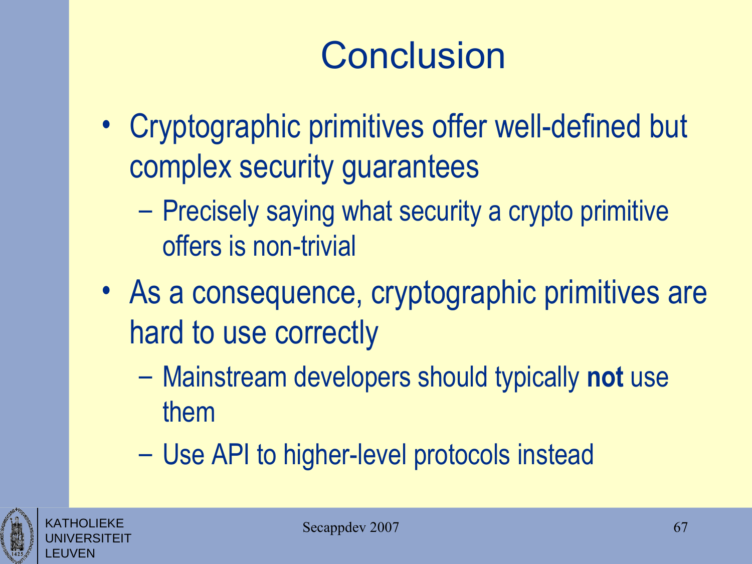# Conclusion

- Cryptographic primitives offer well-defined but complex security guarantees
  - Precisely saying what security a crypto primitive offers is non-trivial
- As a consequence, cryptographic primitives are hard to use correctly
  - Mainstream developers should typically **not** use them
  - Use API to higher-level protocols instead